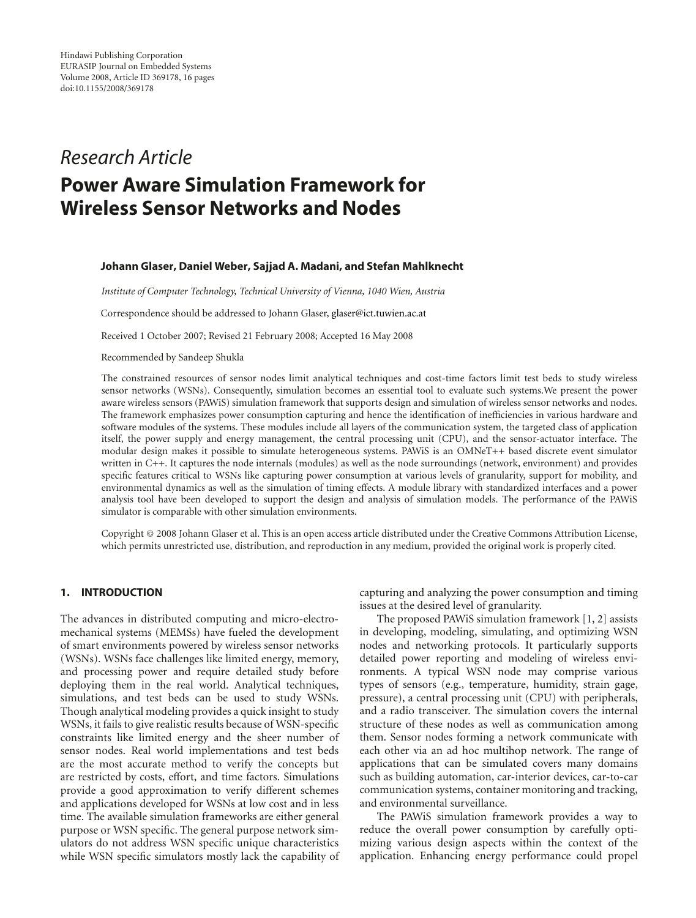Hindawi Publishing Corporation
EURASIP Journal on Embedded Systems
Volume 2008, Article ID 369178, 16 pages
doi:10.1155/2008/369178

*Research Article*

# Power Aware Simulation Framework for Wireless Sensor Networks and Nodes

**Johann Glaser, Daniel Weber, Sajjad A. Madani, and Stefan Mahlknecht**

*Institute of Computer Technology, Technical University of Vienna, 1040 Wien, Austria*

Correspondence should be addressed to Johann Glaser, glaser@ict.tuwien.ac.at

Received 1 October 2007; Revised 21 February 2008; Accepted 16 May 2008

Recommended by Sandeep Shukla

The constrained resources of sensor nodes limit analytical techniques and cost-time factors limit test beds to study wireless sensor networks (WSNs). Consequently, simulation becomes an essential tool to evaluate such systems.We present the power aware wireless sensors (PAWiS) simulation framework that supports design and simulation of wireless sensor networks and nodes. The framework emphasizes power consumption capturing and hence the identification of inefficiencies in various hardware and software modules of the systems. These modules include all layers of the communication system, the targeted class of application itself, the power supply and energy management, the central processing unit (CPU), and the sensor-actuator interface. The modular design makes it possible to simulate heterogeneous systems. PAWiS is an OMNeT++ based discrete event simulator written in C++. It captures the node internals (modules) as well as the node surroundings (network, environment) and provides specific features critical to WSNs like capturing power consumption at various levels of granularity, support for mobility, and environmental dynamics as well as the simulation of timing effects. A module library with standardized interfaces and a power analysis tool have been developed to support the design and analysis of simulation models. The performance of the PAWiS simulator is comparable with other simulation environments.

Copyright © 2008 Johann Glaser et al. This is an open access article distributed under the Creative Commons Attribution License, which permits unrestricted use, distribution, and reproduction in any medium, provided the original work is properly cited.

## 1. INTRODUCTION

The advances in distributed computing and micro-electro-mechanical systems (MEMSs) have fueled the development of smart environments powered by wireless sensor networks (WSNs). WSNs face challenges like limited energy, memory, and processing power and require detailed study before deploying them in the real world. Analytical techniques, simulations, and test beds can be used to study WSNs. Though analytical modeling provides a quick insight to study WSNs, it fails to give realistic results because of WSN-specific constraints like limited energy and the sheer number of sensor nodes. Real world implementations and test beds are the most accurate method to verify the concepts but are restricted by costs, effort, and time factors. Simulations provide a good approximation to verify different schemes and applications developed for WSNs at low cost and in less time. The available simulation frameworks are either general purpose or WSN specific. The general purpose network simulators do not address WSN specific unique characteristics while WSN specific simulators mostly lack the capability of capturing and analyzing the power consumption and timing issues at the desired level of granularity.

The proposed PAWiS simulation framework [1, 2] assists in developing, modeling, simulating, and optimizing WSN nodes and networking protocols. It particularly supports detailed power reporting and modeling of wireless environments. A typical WSN node may comprise various types of sensors (e.g., temperature, humidity, strain gage, pressure), a central processing unit (CPU) with peripherals, and a radio transceiver. The simulation covers the internal structure of these nodes as well as communication among them. Sensor nodes forming a network communicate with each other via an ad hoc multihop network. The range of applications that can be simulated covers many domains such as building automation, car-interior devices, car-to-car communication systems, container monitoring and tracking, and environmental surveillance.

The PAWiS simulation framework provides a way to reduce the overall power consumption by carefully optimizing various design aspects within the context of the application. Enhancing energy performance could propel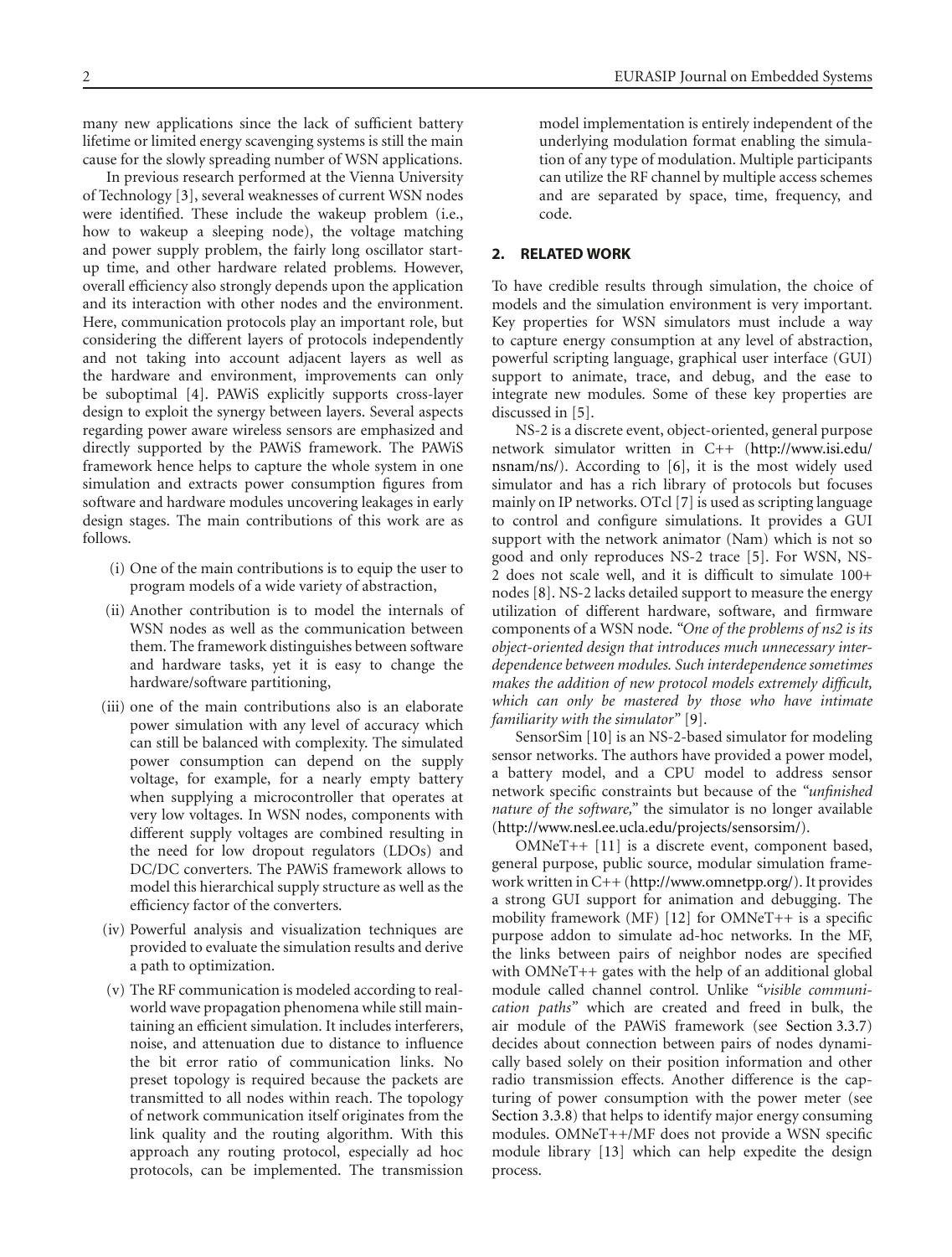many new applications since the lack of sufficient battery lifetime or limited energy scavenging systems is still the main cause for the slowly spreading number of WSN applications.

In previous research performed at the Vienna University of Technology [3], several weaknesses of current WSN nodes were identified. These include the wakeup problem (i.e., how to wakeup a sleeping node), the voltage matching and power supply problem, the fairly long oscillator start-up time, and other hardware related problems. However, overall efficiency also strongly depends upon the application and its interaction with other nodes and the environment. Here, communication protocols play an important role, but considering the different layers of protocols independently and not taking into account adjacent layers as well as the hardware and environment, improvements can only be suboptimal [4]. PAWiS explicitly supports cross-layer design to exploit the synergy between layers. Several aspects regarding power aware wireless sensors are emphasized and directly supported by the PAWiS framework. The PAWiS framework hence helps to capture the whole system in one simulation and extracts power consumption figures from software and hardware modules uncovering leakages in early design stages. The main contributions of this work are as follows.

(i) One of the main contributions is to equip the user to program models of a wide variety of abstraction,

(ii) Another contribution is to model the internals of WSN nodes as well as the communication between them. The framework distinguishes between software and hardware tasks, yet it is easy to change the hardware/software partitioning,

(iii) one of the main contributions also is an elaborate power simulation with any level of accuracy which can still be balanced with complexity. The simulated power consumption can depend on the supply voltage, for example, for a nearly empty battery when supplying a microcontroller that operates at very low voltages. In WSN nodes, components with different supply voltages are combined resulting in the need for low dropout regulators (LDOs) and DC/DC converters. The PAWiS framework allows to model this hierarchical supply structure as well as the efficiency factor of the converters.

(iv) Powerful analysis and visualization techniques are provided to evaluate the simulation results and derive a path to optimization.

(v) The RF communication is modeled according to real-world wave propagation phenomena while still maintaining an efficient simulation. It includes interferers, noise, and attenuation due to distance to influence the bit error ratio of communication links. No preset topology is required because the packets are transmitted to all nodes within reach. The topology of network communication itself originates from the link quality and the routing algorithm. With this approach any routing protocol, especially ad hoc protocols, can be implemented. The transmission model implementation is entirely independent of the underlying modulation format enabling the simulation of any type of modulation. Multiple participants can utilize the RF channel by multiple access schemes and are separated by space, time, frequency, and code.

## 2. RELATED WORK

To have credible results through simulation, the choice of models and the simulation environment is very important. Key properties for WSN simulators must include a way to capture energy consumption at any level of abstraction, powerful scripting language, graphical user interface (GUI) support to animate, trace, and debug, and the ease to integrate new modules. Some of these key properties are discussed in [5].

NS-2 is a discrete event, object-oriented, general purpose network simulator written in C++ (http://www.isi.edu/nsnam/ns/). According to [6], it is the most widely used simulator and has a rich library of protocols but focuses mainly on IP networks. OTcl [7] is used as scripting language to control and configure simulations. It provides a GUI support with the network animator (Nam) which is not so good and only reproduces NS-2 trace [5]. For WSN, NS-2 does not scale well, and it is difficult to simulate 100+ nodes [8]. NS-2 lacks detailed support to measure the energy utilization of different hardware, software, and firmware components of a WSN node. *"One of the problems of ns2 is its object-oriented design that introduces much unnecessary interdependence between modules. Such interdependence sometimes makes the addition of new protocol models extremely difficult, which can only be mastered by those who have intimate familiarity with the simulator"* [9].

SensorSim [10] is an NS-2-based simulator for modeling sensor networks. The authors have provided a power model, a battery model, and a CPU model to address sensor network specific constraints but because of the *"unfinished nature of the software,"* the simulator is no longer available (http://www.nesl.ee.ucla.edu/projects/sensorsim/).

OMNeT++ [11] is a discrete event, component based, general purpose, public source, modular simulation framework written in C++ (http://www.omnetpp.org/). It provides a strong GUI support for animation and debugging. The mobility framework (MF) [12] for OMNeT++ is a specific purpose addon to simulate ad-hoc networks. In the MF, the links between pairs of neighbor nodes are specified with OMNeT++ gates with the help of an additional global module called channel control. Unlike *"visible communication paths"* which are created and freed in bulk, the air module of the PAWiS framework (see Section 3.3.7) decides about connection between pairs of nodes dynamically based solely on their position information and other radio transmission effects. Another difference is the capturing of power consumption with the power meter (see Section 3.3.8) that helps to identify major energy consuming modules. OMNeT++/MF does not provide a WSN specific module library [13] which can help expedite the design process.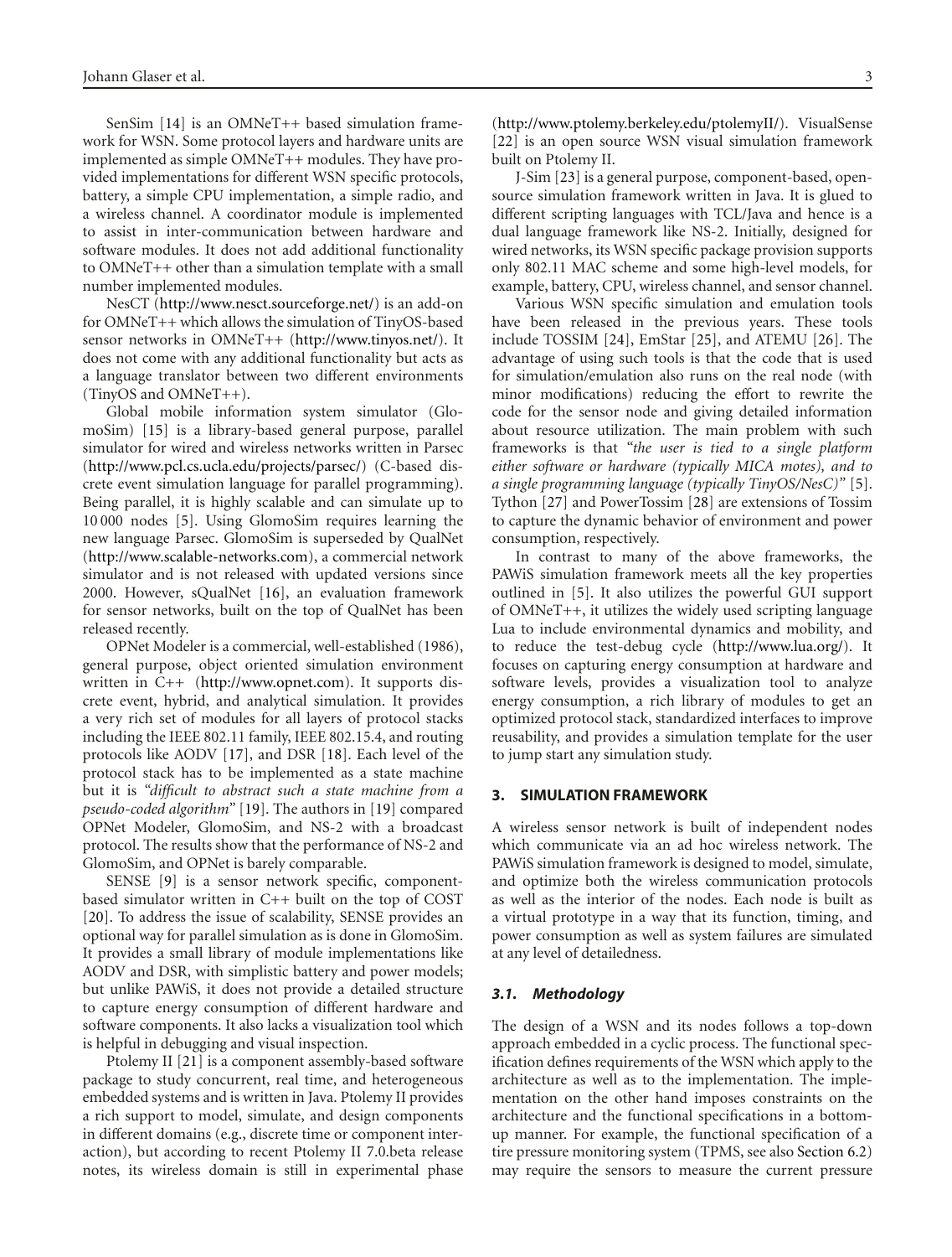SenSim [14] is an OMNeT++ based simulation framework for WSN. Some protocol layers and hardware units are implemented as simple OMNeT++ modules. They have provided implementations for different WSN specific protocols, battery, a simple CPU implementation, a simple radio, and a wireless channel. A coordinator module is implemented to assist in inter-communication between hardware and software modules. It does not add additional functionality to OMNeT++ other than a simulation template with a small number implemented modules.

NesCT (http://www.nesct.sourceforge.net/) is an add-on for OMNeT++ which allows the simulation of TinyOS-based sensor networks in OMNeT++ (http://www.tinyos.net/). It does not come with any additional functionality but acts as a language translator between two different environments (TinyOS and OMNeT++).

Global mobile information system simulator (GlomoSim) [15] is a library-based general purpose, parallel simulator for wired and wireless networks written in Parsec (http://www.pcl.cs.ucla.edu/projects/parsec/) (C-based discrete event simulation language for parallel programming). Being parallel, it is highly scalable and can simulate up to 10 000 nodes [5]. Using GlomoSim requires learning the new language Parsec. GlomoSim is superseded by QualNet (http://www.scalable-networks.com), a commercial network simulator and is not released with updated versions since 2000. However, sQualNet [16], an evaluation framework for sensor networks, built on the top of QualNet has been released recently.

OPNet Modeler is a commercial, well-established (1986), general purpose, object oriented simulation environment written in C++ (http://www.opnet.com). It supports discrete event, hybrid, and analytical simulation. It provides a very rich set of modules for all layers of protocol stacks including the IEEE 802.11 family, IEEE 802.15.4, and routing protocols like AODV [17], and DSR [18]. Each level of the protocol stack has to be implemented as a state machine but it is *"difficult to abstract such a state machine from a pseudo-coded algorithm"* [19]. The authors in [19] compared OPNet Modeler, GlomoSim, and NS-2 with a broadcast protocol. The results show that the performance of NS-2 and GlomoSim, and OPNet is barely comparable.

SENSE [9] is a sensor network specific, component-based simulator written in C++ built on the top of COST [20]. To address the issue of scalability, SENSE provides an optional way for parallel simulation as is done in GlomoSim. It provides a small library of module implementations like AODV and DSR, with simplistic battery and power models; but unlike PAWiS, it does not provide a detailed structure to capture energy consumption of different hardware and software components. It also lacks a visualization tool which is helpful in debugging and visual inspection.

Ptolemy II [21] is a component assembly-based software package to study concurrent, real time, and heterogeneous embedded systems and is written in Java. Ptolemy II provides a rich support to model, simulate, and design components in different domains (e.g., discrete time or component interaction), but according to recent Ptolemy II 7.0.beta release notes, its wireless domain is still in experimental phase (http://www.ptolemy.berkeley.edu/ptolemyII/). VisualSense [22] is an open source WSN visual simulation framework built on Ptolemy II.

J-Sim [23] is a general purpose, component-based, open-source simulation framework written in Java. It is glued to different scripting languages with TCL/Java and hence is a dual language framework like NS-2. Initially, designed for wired networks, its WSN specific package provision supports only 802.11 MAC scheme and some high-level models, for example, battery, CPU, wireless channel, and sensor channel.

Various WSN specific simulation and emulation tools have been released in the previous years. These tools include TOSSIM [24], EmStar [25], and ATEMU [26]. The advantage of using such tools is that the code that is used for simulation/emulation also runs on the real node (with minor modifications) reducing the effort to rewrite the code for the sensor node and giving detailed information about resource utilization. The main problem with such frameworks is that *"the user is tied to a single platform either software or hardware (typically MICA motes), and to a single programming language (typically TinyOS/NesC)"* [5]. Tython [27] and PowerTossim [28] are extensions of Tossim to capture the dynamic behavior of environment and power consumption, respectively.

In contrast to many of the above frameworks, the PAWiS simulation framework meets all the key properties outlined in [5]. It also utilizes the powerful GUI support of OMNeT++, it utilizes the widely used scripting language Lua to include environmental dynamics and mobility, and to reduce the test-debug cycle (http://www.lua.org/). It focuses on capturing energy consumption at hardware and software levels, provides a visualization tool to analyze energy consumption, a rich library of modules to get an optimized protocol stack, standardized interfaces to improve reusability, and provides a simulation template for the user to jump start any simulation study.

## 3. SIMULATION FRAMEWORK

A wireless sensor network is built of independent nodes which communicate via an ad hoc wireless network. The PAWiS simulation framework is designed to model, simulate, and optimize both the wireless communication protocols as well as the interior of the nodes. Each node is built as a virtual prototype in a way that its function, timing, and power consumption as well as system failures are simulated at any level of detailedness.

### 3.1. Methodology

The design of a WSN and its nodes follows a top-down approach embedded in a cyclic process. The functional specification defines requirements of the WSN which apply to the architecture as well as to the implementation. The implementation on the other hand imposes constraints on the architecture and the functional specifications in a bottom-up manner. For example, the functional specification of a tire pressure monitoring system (TPMS, see also Section 6.2) may require the sensors to measure the current pressure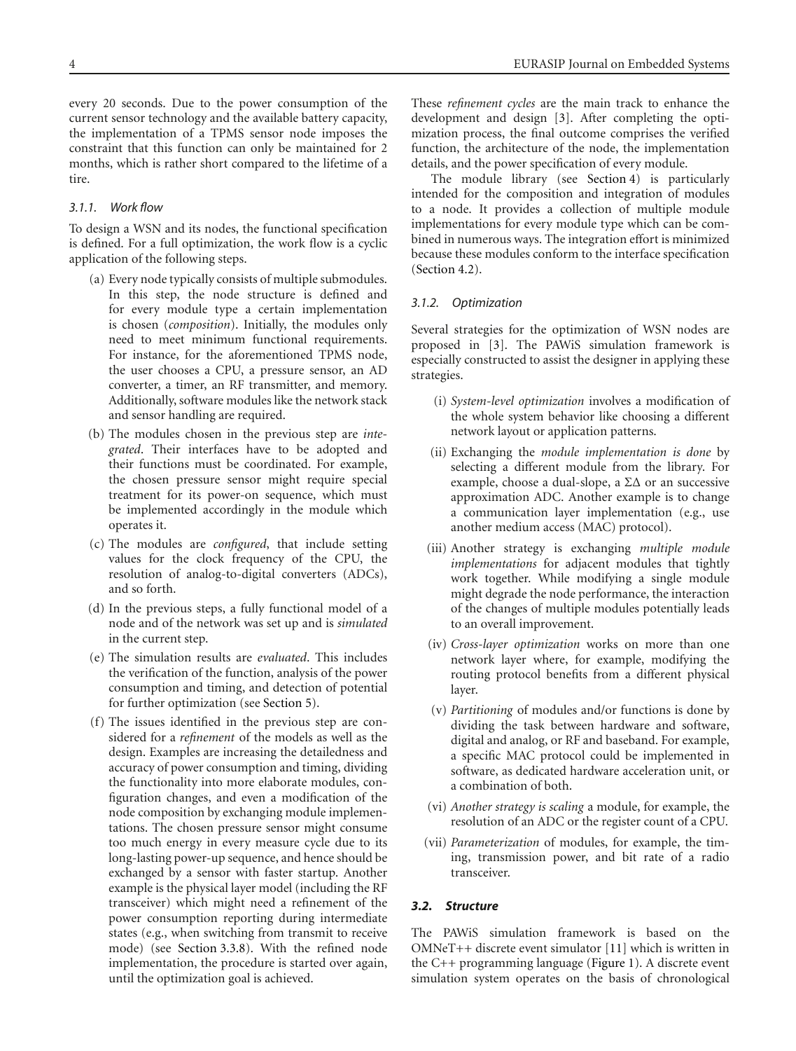every 20 seconds. Due to the power consumption of the current sensor technology and the available battery capacity, the implementation of a TPMS sensor node imposes the constraint that this function can only be maintained for 2 months, which is rather short compared to the lifetime of a tire.

#### 3.1.1. Work flow

To design a WSN and its nodes, the functional specification is defined. For a full optimization, the work flow is a cyclic application of the following steps.

(a) Every node typically consists of multiple submodules. In this step, the node structure is defined and for every module type a certain implementation is chosen (*composition*). Initially, the modules only need to meet minimum functional requirements. For instance, for the aforementioned TPMS node, the user chooses a CPU, a pressure sensor, an AD converter, a timer, an RF transmitter, and memory. Additionally, software modules like the network stack and sensor handling are required.

(b) The modules chosen in the previous step are *integrated*. Their interfaces have to be adopted and their functions must be coordinated. For example, the chosen pressure sensor might require special treatment for its power-on sequence, which must be implemented accordingly in the module which operates it.

(c) The modules are *configured*, that include setting values for the clock frequency of the CPU, the resolution of analog-to-digital converters (ADCs), and so forth.

(d) In the previous steps, a fully functional model of a node and of the network was set up and is *simulated* in the current step.

(e) The simulation results are *evaluated*. This includes the verification of the function, analysis of the power consumption and timing, and detection of potential for further optimization (see Section 5).

(f) The issues identified in the previous step are considered for a *refinement* of the models as well as the design. Examples are increasing the detailedness and accuracy of power consumption and timing, dividing the functionality into more elaborate modules, configuration changes, and even a modification of the node composition by exchanging module implementations. The chosen pressure sensor might consume too much energy in every measure cycle due to its long-lasting power-up sequence, and hence should be exchanged by a sensor with faster startup. Another example is the physical layer model (including the RF transceiver) which might need a refinement of the power consumption reporting during intermediate states (e.g., when switching from transmit to receive mode) (see Section 3.3.8). With the refined node implementation, the procedure is started over again, until the optimization goal is achieved.

These *refinement cycles* are the main track to enhance the development and design [3]. After completing the optimization process, the final outcome comprises the verified function, the architecture of the node, the implementation details, and the power specification of every module.

The module library (see Section 4) is particularly intended for the composition and integration of modules to a node. It provides a collection of multiple module implementations for every module type which can be combined in numerous ways. The integration effort is minimized because these modules conform to the interface specification (Section 4.2).

#### 3.1.2. Optimization

Several strategies for the optimization of WSN nodes are proposed in [3]. The PAWiS simulation framework is especially constructed to assist the designer in applying these strategies.

(i) *System-level optimization* involves a modification of the whole system behavior like choosing a different network layout or application patterns.

(ii) Exchanging the *module implementation is done* by selecting a different module from the library. For example, choose a dual-slope, a $\Sigma\Delta$ or an successive approximation ADC. Another example is to change a communication layer implementation (e.g., use another medium access (MAC) protocol).

(iii) Another strategy is exchanging *multiple module implementations* for adjacent modules that tightly work together. While modifying a single module might degrade the node performance, the interaction of the changes of multiple modules potentially leads to an overall improvement.

(iv) *Cross-layer optimization* works on more than one network layer where, for example, modifying the routing protocol benefits from a different physical layer.

(v) *Partitioning* of modules and/or functions is done by dividing the task between hardware and software, digital and analog, or RF and baseband. For example, a specific MAC protocol could be implemented in software, as dedicated hardware acceleration unit, or a combination of both.

(vi) *Another strategy is scaling* a module, for example, the resolution of an ADC or the register count of a CPU.

(vii) *Parameterization* of modules, for example, the timing, transmission power, and bit rate of a radio transceiver.

### 3.2. Structure

The PAWiS simulation framework is based on the OMNeT++ discrete event simulator [11] which is written in the C++ programming language (Figure 1). A discrete event simulation system operates on the basis of chronological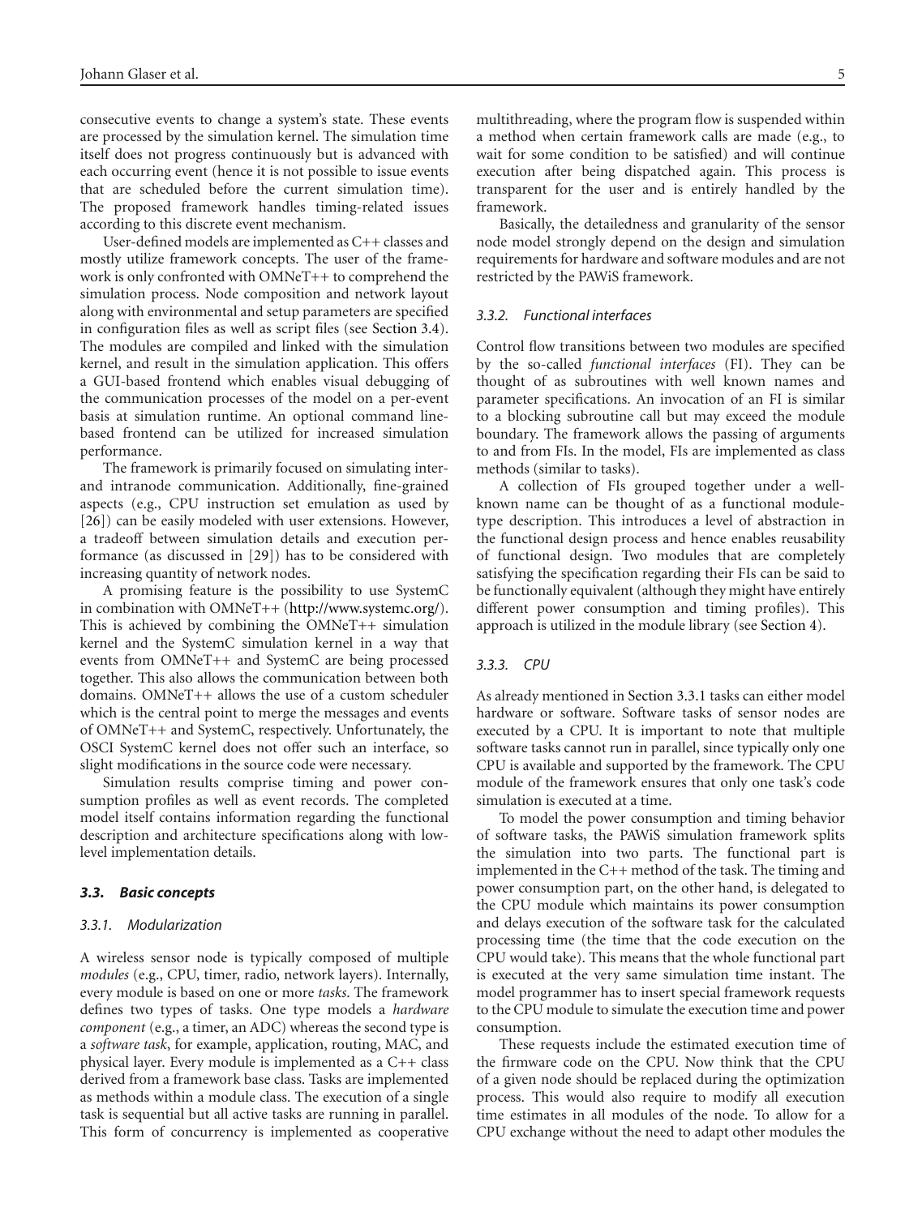consecutive events to change a system's state. These events are processed by the simulation kernel. The simulation time itself does not progress continuously but is advanced with each occurring event (hence it is not possible to issue events that are scheduled before the current simulation time). The proposed framework handles timing-related issues according to this discrete event mechanism.

User-defined models are implemented as C++ classes and mostly utilize framework concepts. The user of the framework is only confronted with OMNeT++ to comprehend the simulation process. Node composition and network layout along with environmental and setup parameters are specified in configuration files as well as script files (see Section 3.4). The modules are compiled and linked with the simulation kernel, and result in the simulation application. This offers a GUI-based frontend which enables visual debugging of the communication processes of the model on a per-event basis at simulation runtime. An optional command line-based frontend can be utilized for increased simulation performance.

The framework is primarily focused on simulating inter- and intranode communication. Additionally, fine-grained aspects (e.g., CPU instruction set emulation as used by [26]) can be easily modeled with user extensions. However, a tradeoff between simulation details and execution performance (as discussed in [29]) has to be considered with increasing quantity of network nodes.

A promising feature is the possibility to use SystemC in combination with OMNeT++ (http://www.systemc.org/). This is achieved by combining the OMNeT++ simulation kernel and the SystemC simulation kernel in a way that events from OMNeT++ and SystemC are being processed together. This also allows the communication between both domains. OMNeT++ allows the use of a custom scheduler which is the central point to merge the messages and events of OMNeT++ and SystemC, respectively. Unfortunately, the OSCI SystemC kernel does not offer such an interface, so slight modifications in the source code were necessary.

Simulation results comprise timing and power consumption profiles as well as event records. The completed model itself contains information regarding the functional description and architecture specifications along with low-level implementation details.

### 3.3. Basic concepts

#### 3.3.1. Modularization

A wireless sensor node is typically composed of multiple *modules* (e.g., CPU, timer, radio, network layers). Internally, every module is based on one or more *tasks*. The framework defines two types of tasks. One type models a *hardware component* (e.g., a timer, an ADC) whereas the second type is a *software task*, for example, application, routing, MAC, and physical layer. Every module is implemented as a C++ class derived from a framework base class. Tasks are implemented as methods within a module class. The execution of a single task is sequential but all active tasks are running in parallel. This form of concurrency is implemented as cooperative multithreading, where the program flow is suspended within a method when certain framework calls are made (e.g., to wait for some condition to be satisfied) and will continue execution after being dispatched again. This process is transparent for the user and is entirely handled by the framework.

Basically, the detailedness and granularity of the sensor node model strongly depend on the design and simulation requirements for hardware and software modules and are not restricted by the PAWiS framework.

#### 3.3.2. Functional interfaces

Control flow transitions between two modules are specified by the so-called *functional interfaces* (FI). They can be thought of as subroutines with well known names and parameter specifications. An invocation of an FI is similar to a blocking subroutine call but may exceed the module boundary. The framework allows the passing of arguments to and from FIs. In the model, FIs are implemented as class methods (similar to tasks).

A collection of FIs grouped together under a well-known name can be thought of as a functional module-type description. This introduces a level of abstraction in the functional design process and hence enables reusability of functional design. Two modules that are completely satisfying the specification regarding their FIs can be said to be functionally equivalent (although they might have entirely different power consumption and timing profiles). This approach is utilized in the module library (see Section 4).

#### 3.3.3. CPU

As already mentioned in Section 3.3.1 tasks can either model hardware or software. Software tasks of sensor nodes are executed by a CPU. It is important to note that multiple software tasks cannot run in parallel, since typically only one CPU is available and supported by the framework. The CPU module of the framework ensures that only one task's code simulation is executed at a time.

To model the power consumption and timing behavior of software tasks, the PAWiS simulation framework splits the simulation into two parts. The functional part is implemented in the C++ method of the task. The timing and power consumption part, on the other hand, is delegated to the CPU module which maintains its power consumption and delays execution of the software task for the calculated processing time (the time that the code execution on the CPU would take). This means that the whole functional part is executed at the very same simulation time instant. The model programmer has to insert special framework requests to the CPU module to simulate the execution time and power consumption.

These requests include the estimated execution time of the firmware code on the CPU. Now think that the CPU of a given node should be replaced during the optimization process. This would also require to modify all execution time estimates in all modules of the node. To allow for a CPU exchange without the need to adapt other modules the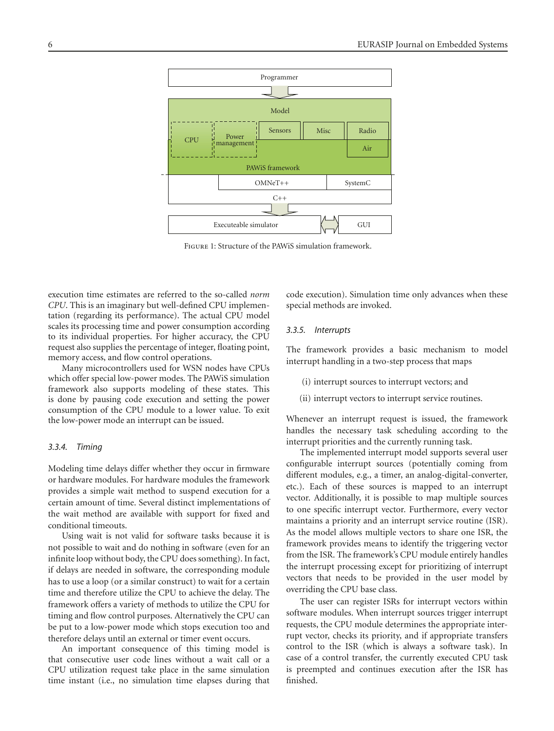FIGURE 1: Structure of the PAWiS simulation framework.

execution time estimates are referred to the so-called *norm CPU*. This is an imaginary but well-defined CPU implementation (regarding its performance). The actual CPU model scales its processing time and power consumption according to its individual properties. For higher accuracy, the CPU request also supplies the percentage of integer, floating point, memory access, and flow control operations.

Many microcontrollers used for WSN nodes have CPUs which offer special low-power modes. The PAWiS simulation framework also supports modeling of these states. This is done by pausing code execution and setting the power consumption of the CPU module to a lower value. To exit the low-power mode an interrupt can be issued.

#### 3.3.4. Timing

Modeling time delays differ whether they occur in firmware or hardware modules. For hardware modules the framework provides a simple wait method to suspend execution for a certain amount of time. Several distinct implementations of the wait method are available with support for fixed and conditional timeouts.

Using wait is not valid for software tasks because it is not possible to wait and do nothing in software (even for an infinite loop without body, the CPU does something). In fact, if delays are needed in software, the corresponding module has to use a loop (or a similar construct) to wait for a certain time and therefore utilize the CPU to achieve the delay. The framework offers a variety of methods to utilize the CPU for timing and flow control purposes. Alternatively the CPU can be put to a low-power mode which stops execution too and therefore delays until an external or timer event occurs.

An important consequence of this timing model is that consecutive user code lines without a wait call or a CPU utilization request take place in the same simulation time instant (i.e., no simulation time elapses during that code execution). Simulation time only advances when these special methods are invoked.

#### 3.3.5. Interrupts

The framework provides a basic mechanism to model interrupt handling in a two-step process that maps

(i) interrupt sources to interrupt vectors; and

(ii) interrupt vectors to interrupt service routines.

Whenever an interrupt request is issued, the framework handles the necessary task scheduling according to the interrupt priorities and the currently running task.

The implemented interrupt model supports several user configurable interrupt sources (potentially coming from different modules, e.g., a timer, an analog-digital-converter, etc.). Each of these sources is mapped to an interrupt vector. Additionally, it is possible to map multiple sources to one specific interrupt vector. Furthermore, every vector maintains a priority and an interrupt service routine (ISR). As the model allows multiple vectors to share one ISR, the framework provides means to identify the triggering vector from the ISR. The framework's CPU module entirely handles the interrupt processing except for prioritizing of interrupt vectors that needs to be provided in the user model by overriding the CPU base class.

The user can register ISRs for interrupt vectors within software modules. When interrupt sources trigger interrupt requests, the CPU module determines the appropriate interrupt vector, checks its priority, and if appropriate transfers control to the ISR (which is always a software task). In case of a control transfer, the currently executed CPU task is preempted and continues execution after the ISR has finished.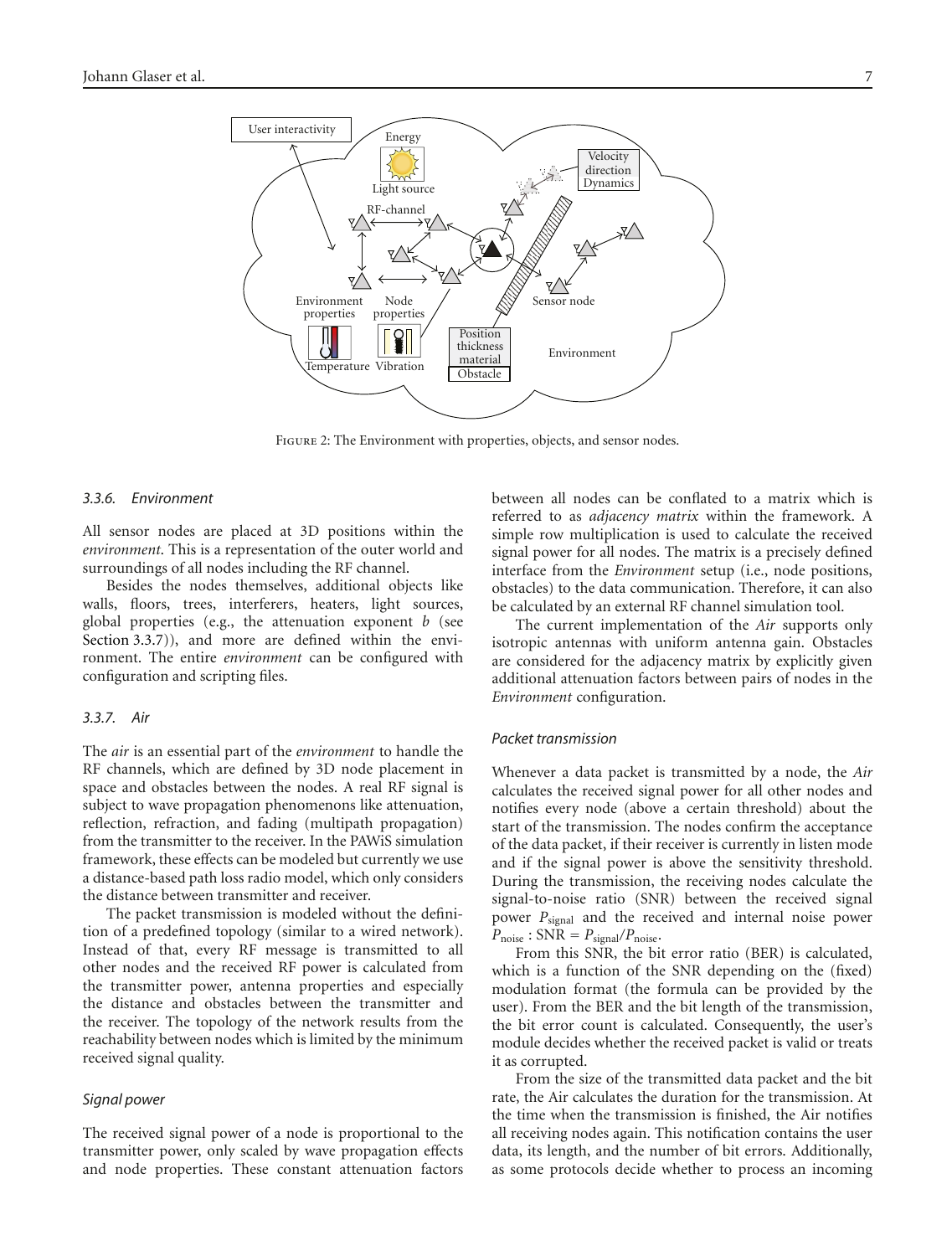User interactivity
Energy
Light source
Velocity
direction
Dynamics
RF-channel
Sensor node
Environment properties
Node properties
Temperature
Vibration
Position
thickness
material
Obstacle
Environment

Figure 2: The Environment with properties, objects, and sensor nodes.

#### 3.3.6. Environment

All sensor nodes are placed at 3D positions within the *environment*. This is a representation of the outer world and surroundings of all nodes including the RF channel.

Besides the nodes themselves, additional objects like walls, floors, trees, interferers, heaters, light sources, global properties (e.g., the attenuation exponent $b$ (see Section 3.3.7)), and more are defined within the environment. The entire *environment* can be configured with configuration and scripting files.

#### 3.3.7. Air

The *air* is an essential part of the *environment* to handle the RF channels, which are defined by 3D node placement in space and obstacles between the nodes. A real RF signal is subject to wave propagation phenomenons like attenuation, reflection, refraction, and fading (multipath propagation) from the transmitter to the receiver. In the PAWiS simulation framework, these effects can be modeled but currently we use a distance-based path loss radio model, which only considers the distance between transmitter and receiver.

The packet transmission is modeled without the definition of a predefined topology (similar to a wired network). Instead of that, every RF message is transmitted to all other nodes and the received RF power is calculated from the transmitter power, antenna properties and especially the distance and obstacles between the transmitter and the receiver. The topology of the network results from the reachability between nodes which is limited by the minimum received signal quality.

*Signal power*

The received signal power of a node is proportional to the transmitter power, only scaled by wave propagation effects and node properties. These constant attenuation factors between all nodes can be conflated to a matrix which is referred to as *adjacency matrix* within the framework. A simple row multiplication is used to calculate the received signal power for all nodes. The matrix is a precisely defined interface from the *Environment* setup (i.e., node positions, obstacles) to the data communication. Therefore, it can also be calculated by an external RF channel simulation tool.

The current implementation of the *Air* supports only isotropic antennas with uniform antenna gain. Obstacles are considered for the adjacency matrix by explicitly given additional attenuation factors between pairs of nodes in the *Environment* configuration.

*Packet transmission*

Whenever a data packet is transmitted by a node, the *Air* calculates the received signal power for all other nodes and notifies every node (above a certain threshold) about the start of the transmission. The nodes confirm the acceptance of the data packet, if their receiver is currently in listen mode and if the signal power is above the sensitivity threshold. During the transmission, the receiving nodes calculate the signal-to-noise ratio (SNR) between the received signal power $P_{\text{signal}}$ and the received and internal noise power $P_{\text{noise}}$ : $\text{SNR} = P_{\text{signal}}/P_{\text{noise}}$.

From this SNR, the bit error ratio (BER) is calculated, which is a function of the SNR depending on the (fixed) modulation format (the formula can be provided by the user). From the BER and the bit length of the transmission, the bit error count is calculated. Consequently, the user's module decides whether the received packet is valid or treats it as corrupted.

From the size of the transmitted data packet and the bit rate, the Air calculates the duration for the transmission. At the time when the transmission is finished, the Air notifies all receiving nodes again. This notification contains the user data, its length, and the number of bit errors. Additionally, as some protocols decide whether to process an incoming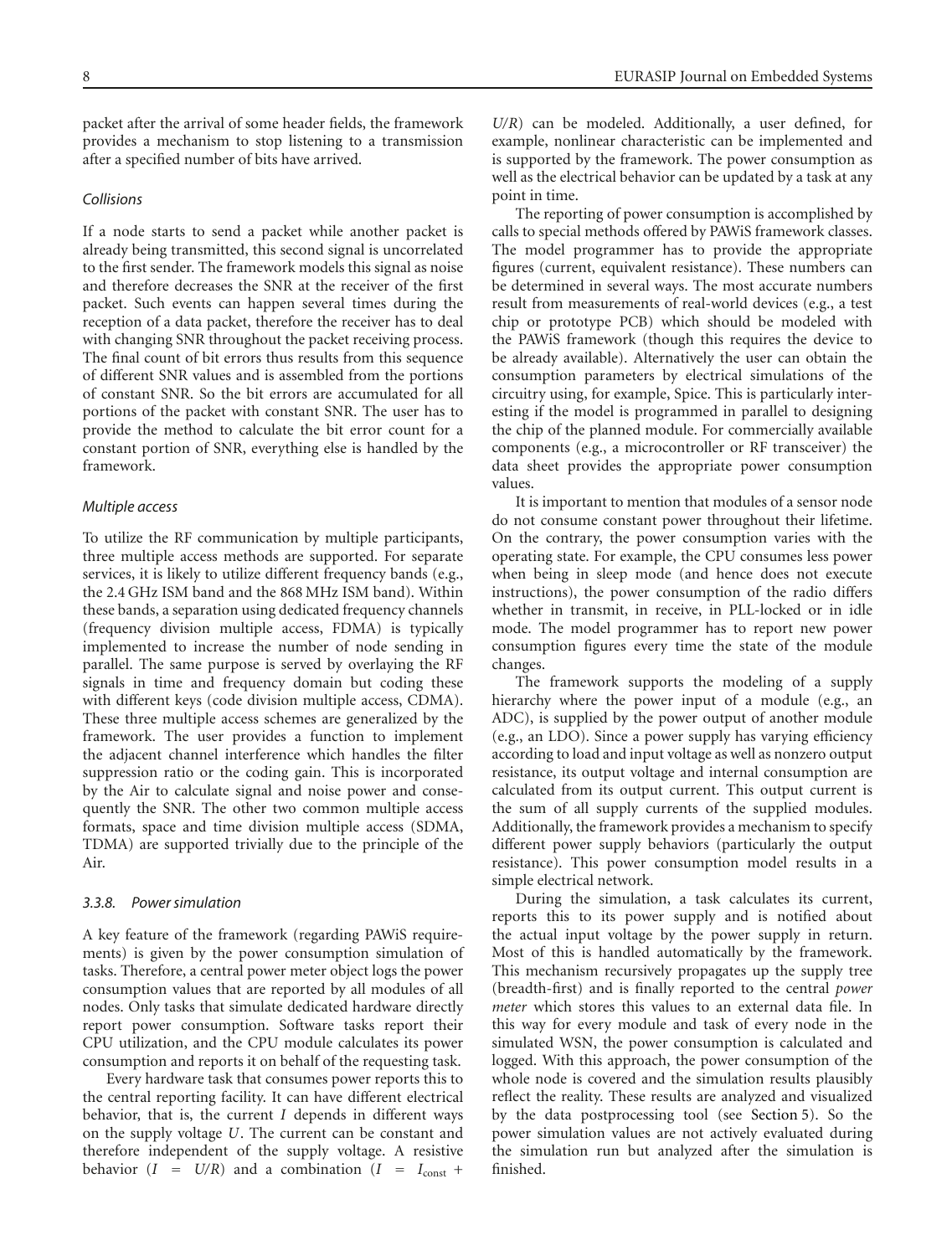packet after the arrival of some header fields, the framework provides a mechanism to stop listening to a transmission after a specified number of bits have arrived.

*Collisions*

If a node starts to send a packet while another packet is already being transmitted, this second signal is uncorrelated to the first sender. The framework models this signal as noise and therefore decreases the SNR at the receiver of the first packet. Such events can happen several times during the reception of a data packet, therefore the receiver has to deal with changing SNR throughout the packet receiving process. The final count of bit errors thus results from this sequence of different SNR values and is assembled from the portions of constant SNR. So the bit errors are accumulated for all portions of the packet with constant SNR. The user has to provide the method to calculate the bit error count for a constant portion of SNR, everything else is handled by the framework.

*Multiple access*

To utilize the RF communication by multiple participants, three multiple access methods are supported. For separate services, it is likely to utilize different frequency bands (e.g., the 2.4 GHz ISM band and the 868 MHz ISM band). Within these bands, a separation using dedicated frequency channels (frequency division multiple access, FDMA) is typically implemented to increase the number of node sending in parallel. The same purpose is served by overlaying the RF signals in time and frequency domain but coding these with different keys (code division multiple access, CDMA). These three multiple access schemes are generalized by the framework. The user provides a function to implement the adjacent channel interference which handles the filter suppression ratio or the coding gain. This is incorporated by the Air to calculate signal and noise power and consequently the SNR. The other two common multiple access formats, space and time division multiple access (SDMA, TDMA) are supported trivially due to the principle of the Air.

### *3.3.8. Power simulation*

A key feature of the framework (regarding PAWiS requirements) is given by the power consumption simulation of tasks. Therefore, a central power meter object logs the power consumption values that are reported by all modules of all nodes. Only tasks that simulate dedicated hardware directly report power consumption. Software tasks report their CPU utilization, and the CPU module calculates its power consumption and reports it on behalf of the requesting task.

Every hardware task that consumes power reports this to the central reporting facility. It can have different electrical behavior, that is, the current $I$ depends in different ways on the supply voltage $U$. The current can be constant and therefore independent of the supply voltage. A resistive behavior ($I = U/R$) and a combination ($I = I_{\text{const}} + U/R$) can be modeled. Additionally, a user defined, for example, nonlinear characteristic can be implemented and is supported by the framework. The power consumption as well as the electrical behavior can be updated by a task at any point in time.

The reporting of power consumption is accomplished by calls to special methods offered by PAWiS framework classes. The model programmer has to provide the appropriate figures (current, equivalent resistance). These numbers can be determined in several ways. The most accurate numbers result from measurements of real-world devices (e.g., a test chip or prototype PCB) which should be modeled with the PAWiS framework (though this requires the device to be already available). Alternatively the user can obtain the consumption parameters by electrical simulations of the circuitry using, for example, Spice. This is particularly interesting if the model is programmed in parallel to designing the chip of the planned module. For commercially available components (e.g., a microcontroller or RF transceiver) the data sheet provides the appropriate power consumption values.

It is important to mention that modules of a sensor node do not consume constant power throughout their lifetime. On the contrary, the power consumption varies with the operating state. For example, the CPU consumes less power when being in sleep mode (and hence does not execute instructions), the power consumption of the radio differs whether in transmit, in receive, in PLL-locked or in idle mode. The model programmer has to report new power consumption figures every time the state of the module changes.

The framework supports the modeling of a supply hierarchy where the power input of a module (e.g., an ADC), is supplied by the power output of another module (e.g., an LDO). Since a power supply has varying efficiency according to load and input voltage as well as nonzero output resistance, its output voltage and internal consumption are calculated from its output current. This output current is the sum of all supply currents of the supplied modules. Additionally, the framework provides a mechanism to specify different power supply behaviors (particularly the output resistance). This power consumption model results in a simple electrical network.

During the simulation, a task calculates its current, reports this to its power supply and is notified about the actual input voltage by the power supply in return. Most of this is handled automatically by the framework. This mechanism recursively propagates up the supply tree (breadth-first) and is finally reported to the central *power meter* which stores this values to an external data file. In this way for every module and task of every node in the simulated WSN, the power consumption is calculated and logged. With this approach, the power consumption of the whole node is covered and the simulation results plausibly reflect the reality. These results are analyzed and visualized by the data postprocessing tool (see Section 5). So the power simulation values are not actively evaluated during the simulation run but analyzed after the simulation is finished.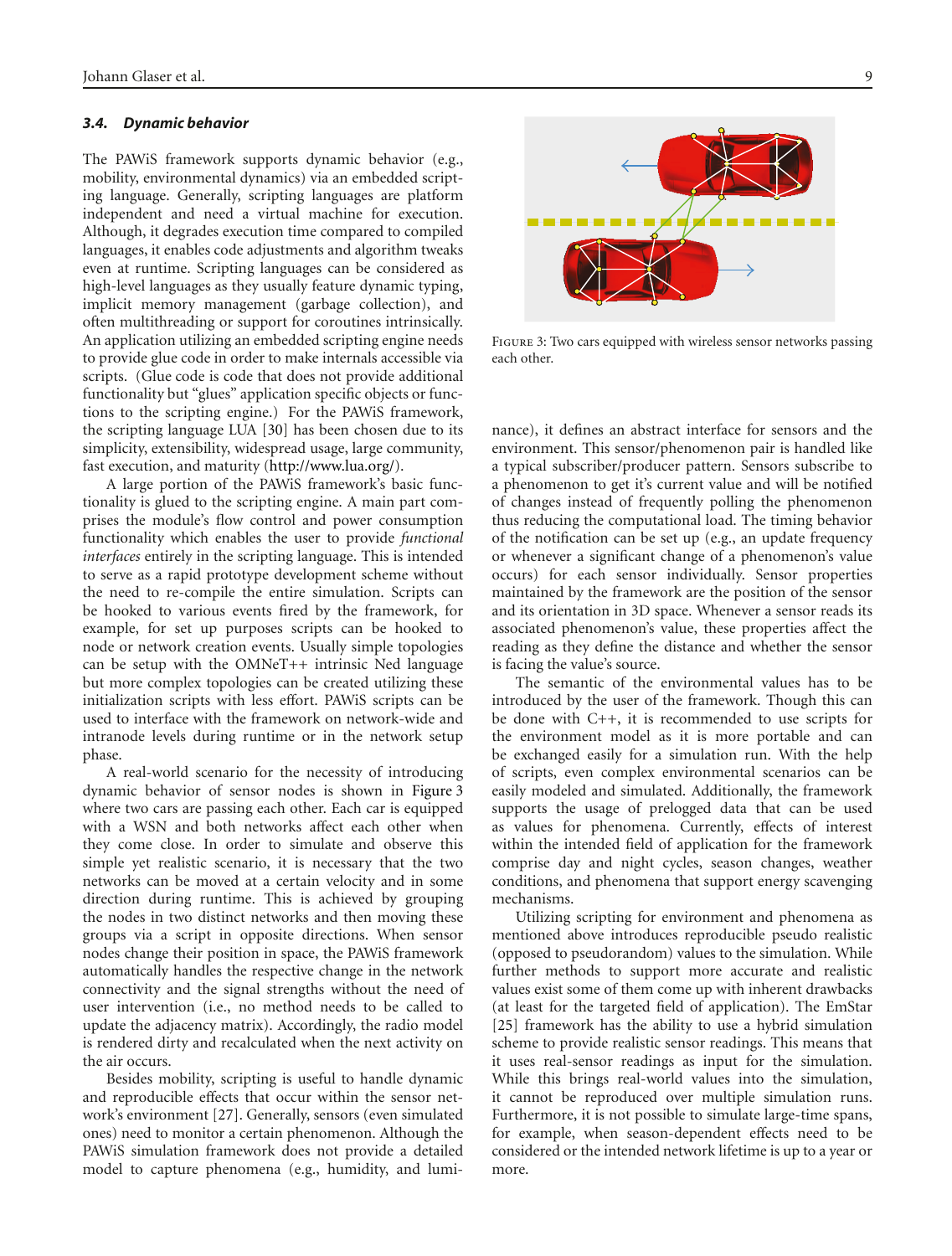### 3.4. Dynamic behavior

The PAWiS framework supports dynamic behavior (e.g., mobility, environmental dynamics) via an embedded scripting language. Generally, scripting languages are platform independent and need a virtual machine for execution. Although, it degrades execution time compared to compiled languages, it enables code adjustments and algorithm tweaks even at runtime. Scripting languages can be considered as high-level languages as they usually feature dynamic typing, implicit memory management (garbage collection), and often multithreading or support for coroutines intrinsically. An application utilizing an embedded scripting engine needs to provide glue code in order to make internals accessible via scripts. (Glue code is code that does not provide additional functionality but "glues" application specific objects or functions to the scripting engine.) For the PAWiS framework, the scripting language LUA [30] has been chosen due to its simplicity, extensibility, widespread usage, large community, fast execution, and maturity (http://www.lua.org/).

A large portion of the PAWiS framework's basic functionality is glued to the scripting engine. A main part comprises the module's flow control and power consumption functionality which enables the user to provide *functional interfaces* entirely in the scripting language. This is intended to serve as a rapid prototype development scheme without the need to re-compile the entire simulation. Scripts can be hooked to various events fired by the framework, for example, for set up purposes scripts can be hooked to node or network creation events. Usually simple topologies can be setup with the OMNeT++ intrinsic Ned language but more complex topologies can be created utilizing these initialization scripts with less effort. PAWiS scripts can be used to interface with the framework on network-wide and intranode levels during runtime or in the network setup phase.

A real-world scenario for the necessity of introducing dynamic behavior of sensor nodes is shown in Figure 3 where two cars are passing each other. Each car is equipped with a WSN and both networks affect each other when they come close. In order to simulate and observe this simple yet realistic scenario, it is necessary that the two networks can be moved at a certain velocity and in some direction during runtime. This is achieved by grouping the nodes in two distinct networks and then moving these groups via a script in opposite directions. When sensor nodes change their position in space, the PAWiS framework automatically handles the respective change in the network connectivity and the signal strengths without the need of user intervention (i.e., no method needs to be called to update the adjacency matrix). Accordingly, the radio model is rendered dirty and recalculated when the next activity on the air occurs.

Besides mobility, scripting is useful to handle dynamic and reproducible effects that occur within the sensor network's environment [27]. Generally, sensors (even simulated ones) need to monitor a certain phenomenon. Although the PAWiS simulation framework does not provide a detailed model to capture phenomena (e.g., humidity, and luminance), it defines an abstract interface for sensors and the environment. This sensor/phenomenon pair is handled like a typical subscriber/producer pattern. Sensors subscribe to a phenomenon to get it's current value and will be notified of changes instead of frequently polling the phenomenon thus reducing the computational load. The timing behavior of the notification can be set up (e.g., an update frequency or whenever a significant change of a phenomenon's value occurs) for each sensor individually. Sensor properties maintained by the framework are the position of the sensor and its orientation in 3D space. Whenever a sensor reads its associated phenomenon's value, these properties affect the reading as they define the distance and whether the sensor is facing the value's source.

FIGURE 3: Two cars equipped with wireless sensor networks passing each other.

The semantic of the environmental values has to be introduced by the user of the framework. Though this can be done with C++, it is recommended to use scripts for the environment model as it is more portable and can be exchanged easily for a simulation run. With the help of scripts, even complex environmental scenarios can be easily modeled and simulated. Additionally, the framework supports the usage of prelogged data that can be used as values for phenomena. Currently, effects of interest within the intended field of application for the framework comprise day and night cycles, season changes, weather conditions, and phenomena that support energy scavenging mechanisms.

Utilizing scripting for environment and phenomena as mentioned above introduces reproducible pseudo realistic (opposed to pseudorandom) values to the simulation. While further methods to support more accurate and realistic values exist some of them come up with inherent drawbacks (at least for the targeted field of application). The EmStar [25] framework has the ability to use a hybrid simulation scheme to provide realistic sensor readings. This means that it uses real-sensor readings as input for the simulation. While this brings real-world values into the simulation, it cannot be reproduced over multiple simulation runs. Furthermore, it is not possible to simulate large-time spans, for example, when season-dependent effects need to be considered or the intended network lifetime is up to a year or more.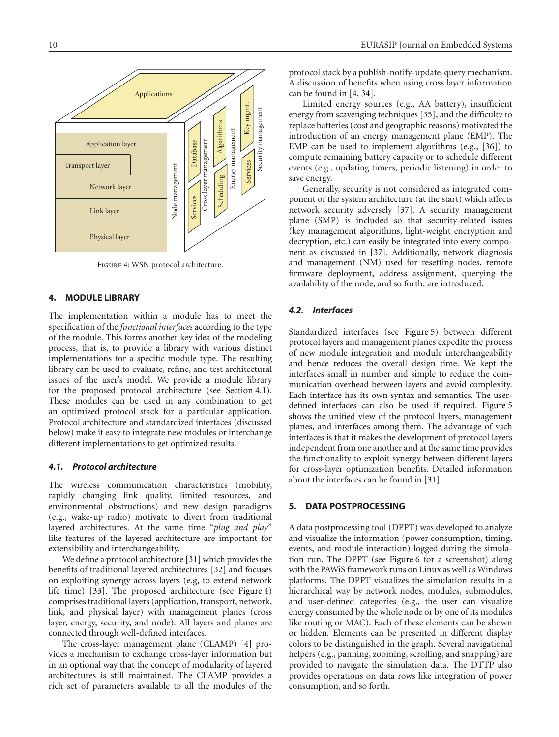Figure 4: WSN protocol architecture.

## 4. MODULE LIBRARY

The implementation within a module has to meet the specification of the *functional interfaces* according to the type of the module. This forms another key idea of the modeling process, that is, to provide a library with various distinct implementations for a specific module type. The resulting library can be used to evaluate, refine, and test architectural issues of the user's model. We provide a module library for the proposed protocol architecture (see Section 4.1). These modules can be used in any combination to get an optimized protocol stack for a particular application. Protocol architecture and standardized interfaces (discussed below) make it easy to integrate new modules or interchange different implementations to get optimized results.

### *4.1. Protocol architecture*

The wireless communication characteristics (mobility, rapidly changing link quality, limited resources, and environmental obstructions) and new design paradigms (e.g., wake-up radio) motivate to divert from traditional layered architectures. At the same time "*plug and play*" like features of the layered architecture are important for extensibility and interchangeability.

We define a protocol architecture [31] which provides the benefits of traditional layered architectures [32] and focuses on exploiting synergy across layers (e.g, to extend network life time) [33]. The proposed architecture (see Figure 4) comprises traditional layers (application, transport, network, link, and physical layer) with management planes (cross layer, energy, security, and node). All layers and planes are connected through well-defined interfaces.

The cross-layer management plane (CLAMP) [4] provides a mechanism to exchange cross-layer information but in an optional way that the concept of modularity of layered architectures is still maintained. The CLAMP provides a rich set of parameters available to all the modules of the protocol stack by a publish-notify-update-query mechanism. A discussion of benefits when using cross layer information can be found in [4, 34].

Limited energy sources (e.g., AA battery), insufficient energy from scavenging techniques [35], and the difficulty to replace batteries (cost and geographic reasons) motivated the introduction of an energy management plane (EMP). The EMP can be used to implement algorithms (e.g., [36]) to compute remaining battery capacity or to schedule different events (e.g., updating timers, periodic listening) in order to save energy.

Generally, security is not considered as integrated component of the system architecture (at the start) which affects network security adversely [37]. A security management plane (SMP) is included so that security-related issues (key management algorithms, light-weight encryption and decryption, etc.) can easily be integrated into every component as discussed in [37]. Additionally, network diagnosis and management (NM) used for resetting nodes, remote firmware deployment, address assignment, querying the availability of the node, and so forth, are introduced.

### *4.2. Interfaces*

Standardized interfaces (see Figure 5) between different protocol layers and management planes expedite the process of new module integration and module interchangeability and hence reduces the overall design time. We kept the interfaces small in number and simple to reduce the communication overhead between layers and avoid complexity. Each interface has its own syntax and semantics. The user-defined interfaces can also be used if required. Figure 5 shows the unified view of the protocol layers, management planes, and interfaces among them. The advantage of such interfaces is that it makes the development of protocol layers independent from one another and at the same time provides the functionality to exploit synergy between different layers for cross-layer optimization benefits. Detailed information about the interfaces can be found in [31].

## 5. DATA POSTPROCESSING

A data postprocessing tool (DPPT) was developed to analyze and visualize the information (power consumption, timing, events, and module interaction) logged during the simulation run. The DPPT (see Figure 6 for a screenshot) along with the PAWiS framework runs on Linux as well as Windows platforms. The DPPT visualizes the simulation results in a hierarchical way by network nodes, modules, submodules, and user-defined categories (e.g., the user can visualize energy consumed by the whole node or by one of its modules like routing or MAC). Each of these elements can be shown or hidden. Elements can be presented in different display colors to be distinguished in the graph. Several navigational helpers (e.g., panning, zooming, scrolling, and snapping) are provided to navigate the simulation data. The DTTP also provides operations on data rows like integration of power consumption, and so forth.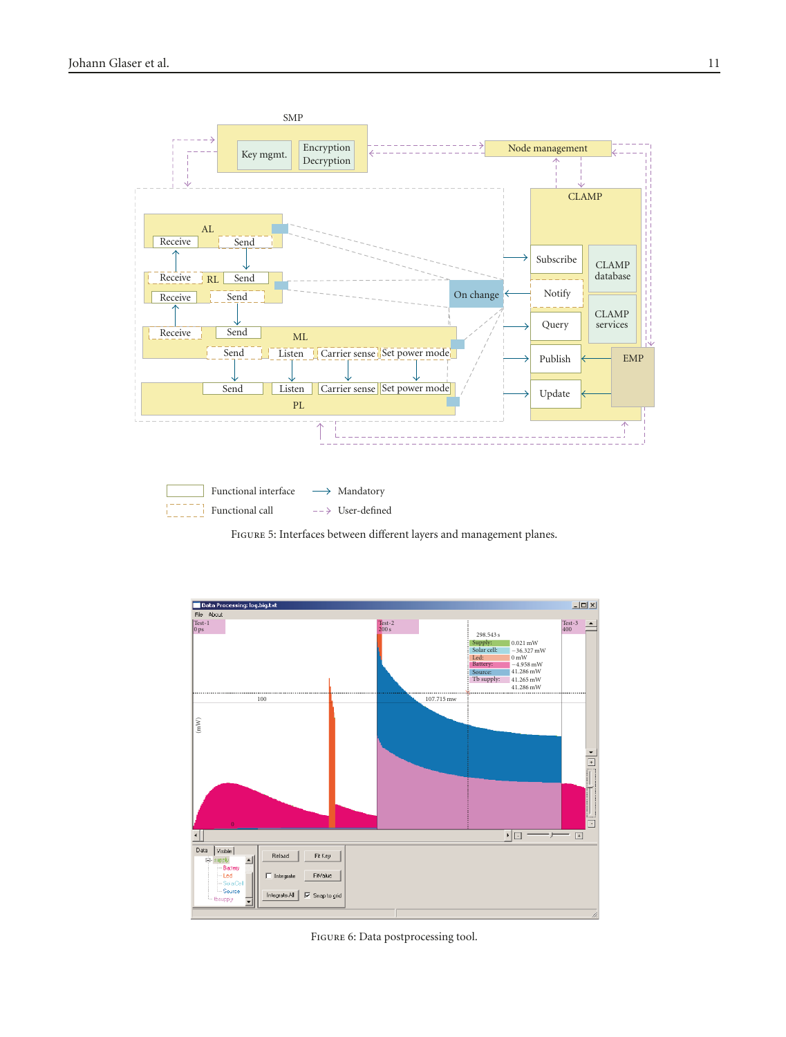Figure 5: Interfaces between different layers and management planes.

Figure 6: Data postprocessing tool.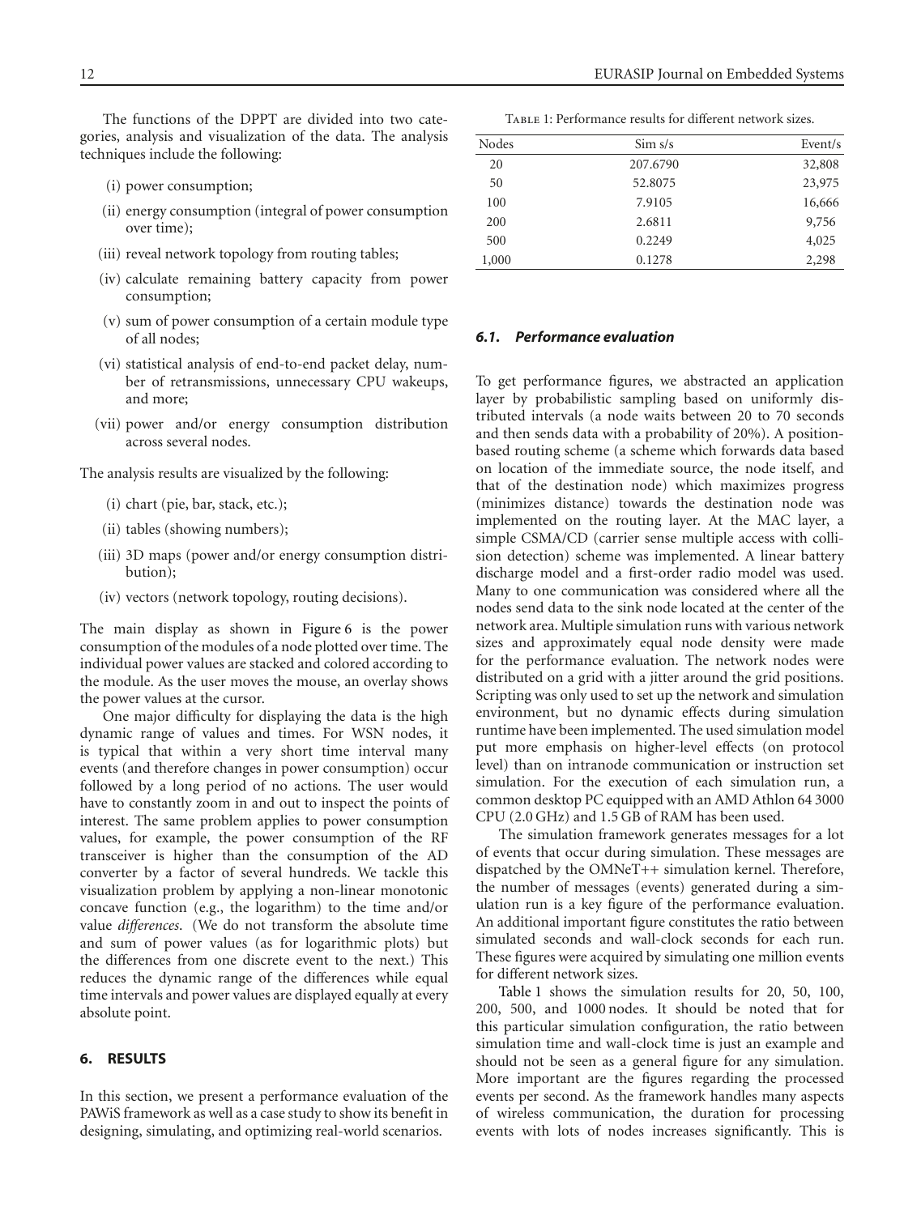The functions of the DPPT are divided into two categories, analysis and visualization of the data. The analysis techniques include the following:

(i) power consumption;

(ii) energy consumption (integral of power consumption over time);

(iii) reveal network topology from routing tables;

(iv) calculate remaining battery capacity from power consumption;

(v) sum of power consumption of a certain module type of all nodes;

(vi) statistical analysis of end-to-end packet delay, number of retransmissions, unnecessary CPU wakeups, and more;

(vii) power and/or energy consumption distribution across several nodes.

The analysis results are visualized by the following:

(i) chart (pie, bar, stack, etc.);

(ii) tables (showing numbers);

(iii) 3D maps (power and/or energy consumption distribution);

(iv) vectors (network topology, routing decisions).

The main display as shown in Figure 6 is the power consumption of the modules of a node plotted over time. The individual power values are stacked and colored according to the module. As the user moves the mouse, an overlay shows the power values at the cursor.

One major difficulty for displaying the data is the high dynamic range of values and times. For WSN nodes, it is typical that within a very short time interval many events (and therefore changes in power consumption) occur followed by a long period of no actions. The user would have to constantly zoom in and out to inspect the points of interest. The same problem applies to power consumption values, for example, the power consumption of the RF transceiver is higher than the consumption of the AD converter by a factor of several hundreds. We tackle this visualization problem by applying a non-linear monotonic concave function (e.g., the logarithm) to the time and/or value *differences*. (We do not transform the absolute time and sum of power values (as for logarithmic plots) but the differences from one discrete event to the next.) This reduces the dynamic range of the differences while equal time intervals and power values are displayed equally at every absolute point.

## 6. RESULTS

In this section, we present a performance evaluation of the PAWiS framework as well as a case study to show its benefit in designing, simulating, and optimizing real-world scenarios.

Table 1: Performance results for different network sizes.

| Nodes | Sim s/s | Event/s |
|---|---|---|
| 20 | 207.6790 | 32,808 |
| 50 | 52.8075 | 23,975 |
| 100 | 7.9105 | 16,666 |
| 200 | 2.6811 | 9,756 |
| 500 | 0.2249 | 4,025 |
| 1,000 | 0.1278 | 2,298 |

### 6.1. Performance evaluation

To get performance figures, we abstracted an application layer by probabilistic sampling based on uniformly distributed intervals (a node waits between 20 to 70 seconds and then sends data with a probability of 20%). A position-based routing scheme (a scheme which forwards data based on location of the immediate source, the node itself, and that of the destination node) which maximizes progress (minimizes distance) towards the destination node was implemented on the routing layer. At the MAC layer, a simple CSMA/CD (carrier sense multiple access with collision detection) scheme was implemented. A linear battery discharge model and a first-order radio model was used. Many to one communication was considered where all the nodes send data to the sink node located at the center of the network area. Multiple simulation runs with various network sizes and approximately equal node density were made for the performance evaluation. The network nodes were distributed on a grid with a jitter around the grid positions. Scripting was only used to set up the network and simulation environment, but no dynamic effects during simulation runtime have been implemented. The used simulation model put more emphasis on higher-level effects (on protocol level) than on intranode communication or instruction set simulation. For the execution of each simulation run, a common desktop PC equipped with an AMD Athlon 64 3000 CPU (2.0 GHz) and 1.5 GB of RAM has been used.

The simulation framework generates messages for a lot of events that occur during simulation. These messages are dispatched by the OMNeT++ simulation kernel. Therefore, the number of messages (events) generated during a simulation run is a key figure of the performance evaluation. An additional important figure constitutes the ratio between simulated seconds and wall-clock seconds for each run. These figures were acquired by simulating one million events for different network sizes.

Table 1 shows the simulation results for 20, 50, 100, 200, 500, and 1000 nodes. It should be noted that for this particular simulation configuration, the ratio between simulation time and wall-clock time is just an example and should not be seen as a general figure for any simulation. More important are the figures regarding the processed events per second. As the framework handles many aspects of wireless communication, the duration for processing events with lots of nodes increases significantly. This is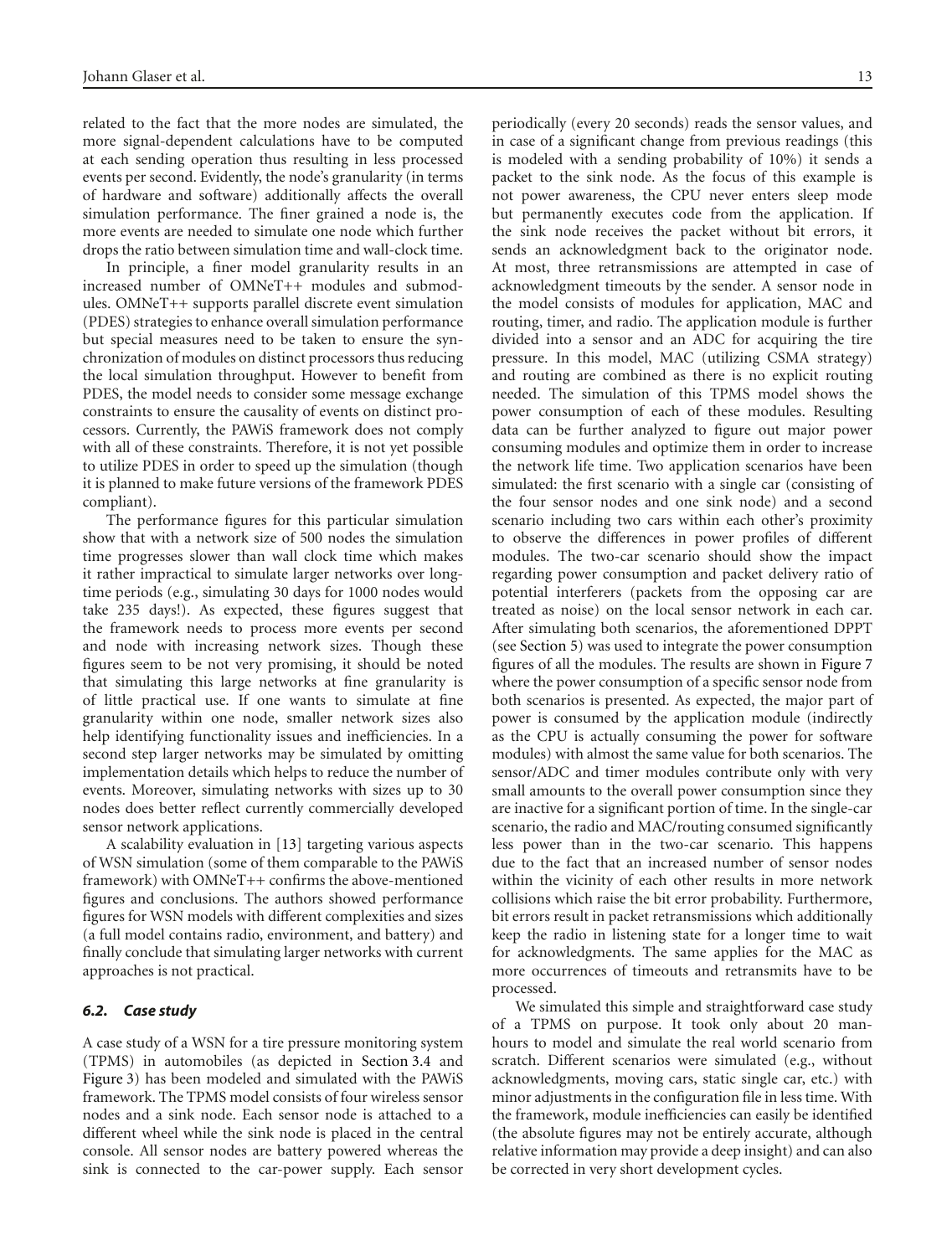related to the fact that the more nodes are simulated, the more signal-dependent calculations have to be computed at each sending operation thus resulting in less processed events per second. Evidently, the node's granularity (in terms of hardware and software) additionally affects the overall simulation performance. The finer grained a node is, the more events are needed to simulate one node which further drops the ratio between simulation time and wall-clock time.

In principle, a finer model granularity results in an increased number of OMNeT++ modules and submodules. OMNeT++ supports parallel discrete event simulation (PDES) strategies to enhance overall simulation performance but special measures need to be taken to ensure the synchronization of modules on distinct processors thus reducing the local simulation throughput. However to benefit from PDES, the model needs to consider some message exchange constraints to ensure the causality of events on distinct processors. Currently, the PAWiS framework does not comply with all of these constraints. Therefore, it is not yet possible to utilize PDES in order to speed up the simulation (though it is planned to make future versions of the framework PDES compliant).

The performance figures for this particular simulation show that with a network size of 500 nodes the simulation time progresses slower than wall clock time which makes it rather impractical to simulate larger networks over long-time periods (e.g., simulating 30 days for 1000 nodes would take 235 days!). As expected, these figures suggest that the framework needs to process more events per second and node with increasing network sizes. Though these figures seem to be not very promising, it should be noted that simulating this large networks at fine granularity is of little practical use. If one wants to simulate at fine granularity within one node, smaller network sizes also help identifying functionality issues and inefficiencies. In a second step larger networks may be simulated by omitting implementation details which helps to reduce the number of events. Moreover, simulating networks with sizes up to 30 nodes does better reflect currently commercially developed sensor network applications.

A scalability evaluation in [13] targeting various aspects of WSN simulation (some of them comparable to the PAWiS framework) with OMNeT++ confirms the above-mentioned figures and conclusions. The authors showed performance figures for WSN models with different complexities and sizes (a full model contains radio, environment, and battery) and finally conclude that simulating larger networks with current approaches is not practical.

### *6.2. Case study*

A case study of a WSN for a tire pressure monitoring system (TPMS) in automobiles (as depicted in Section 3.4 and Figure 3) has been modeled and simulated with the PAWiS framework. The TPMS model consists of four wireless sensor nodes and a sink node. Each sensor node is attached to a different wheel while the sink node is placed in the central console. All sensor nodes are battery powered whereas the sink is connected to the car-power supply. Each sensor periodically (every 20 seconds) reads the sensor values, and in case of a significant change from previous readings (this is modeled with a sending probability of 10%) it sends a packet to the sink node. As the focus of this example is not power awareness, the CPU never enters sleep mode but permanently executes code from the application. If the sink node receives the packet without bit errors, it sends an acknowledgment back to the originator node. At most, three retransmissions are attempted in case of acknowledgment timeouts by the sender. A sensor node in the model consists of modules for application, MAC and routing, timer, and radio. The application module is further divided into a sensor and an ADC for acquiring the tire pressure. In this model, MAC (utilizing CSMA strategy) and routing are combined as there is no explicit routing needed. The simulation of this TPMS model shows the power consumption of each of these modules. Resulting data can be further analyzed to figure out major power consuming modules and optimize them in order to increase the network life time. Two application scenarios have been simulated: the first scenario with a single car (consisting of the four sensor nodes and one sink node) and a second scenario including two cars within each other's proximity to observe the differences in power profiles of different modules. The two-car scenario should show the impact regarding power consumption and packet delivery ratio of potential interferers (packets from the opposing car are treated as noise) on the local sensor network in each car. After simulating both scenarios, the aforementioned DPPT (see Section 5) was used to integrate the power consumption figures of all the modules. The results are shown in Figure 7 where the power consumption of a specific sensor node from both scenarios is presented. As expected, the major part of power is consumed by the application module (indirectly as the CPU is actually consuming the power for software modules) with almost the same value for both scenarios. The sensor/ADC and timer modules contribute only with very small amounts to the overall power consumption since they are inactive for a significant portion of time. In the single-car scenario, the radio and MAC/routing consumed significantly less power than in the two-car scenario. This happens due to the fact that an increased number of sensor nodes within the vicinity of each other results in more network collisions which raise the bit error probability. Furthermore, bit errors result in packet retransmissions which additionally keep the radio in listening state for a longer time to wait for acknowledgments. The same applies for the MAC as more occurrences of timeouts and retransmits have to be processed.

We simulated this simple and straightforward case study of a TPMS on purpose. It took only about 20 man-hours to model and simulate the real world scenario from scratch. Different scenarios were simulated (e.g., without acknowledgments, moving cars, static single car, etc.) with minor adjustments in the configuration file in less time. With the framework, module inefficiencies can easily be identified (the absolute figures may not be entirely accurate, although relative information may provide a deep insight) and can also be corrected in very short development cycles.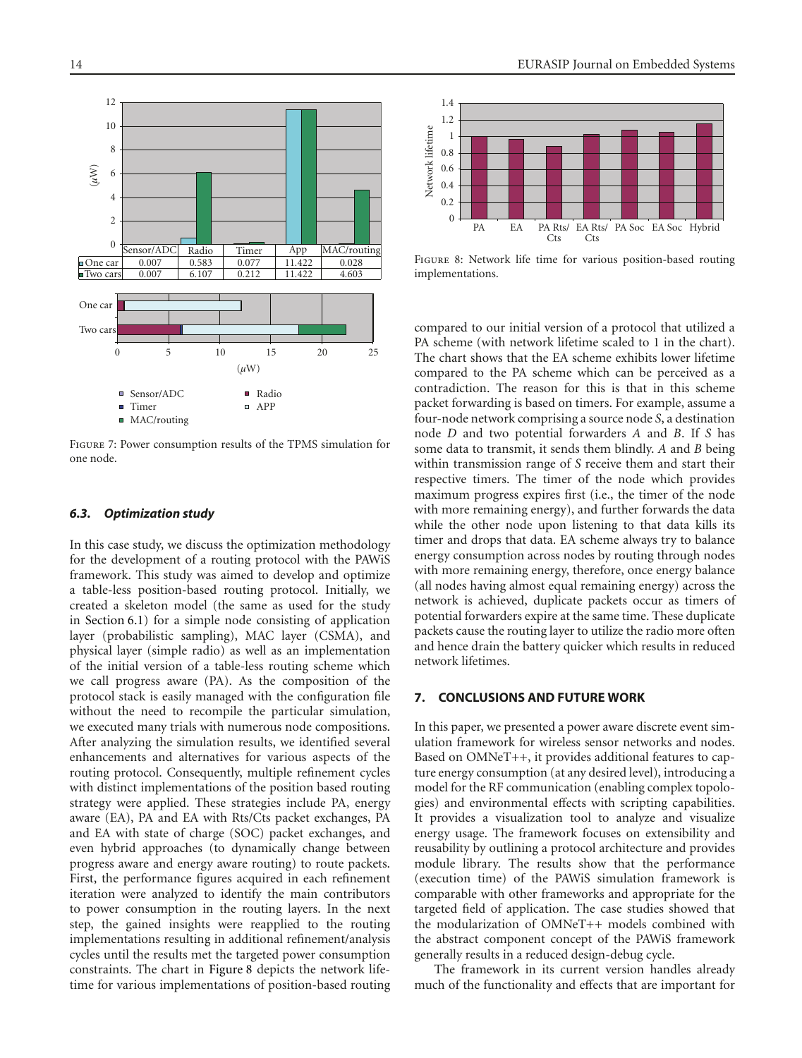| | Sensor/ADC | Radio | Timer | App | MAC/routing |
|---|---|---|---|---|---|
| One car | 0.007 | 0.583 | 0.077 | 11.422 | 0.028 |
| Two cars | 0.007 | 6.107 | 0.212 | 11.422 | 4.603 |

Figure 7: Power consumption results of the TPMS simulation for one node.

### 6.3. Optimization study

In this case study, we discuss the optimization methodology for the development of a routing protocol with the PAWiS framework. This study was aimed to develop and optimize a table-less position-based routing protocol. Initially, we created a skeleton model (the same as used for the study in Section 6.1) for a simple node consisting of application layer (probabilistic sampling), MAC layer (CSMA), and physical layer (simple radio) as well as an implementation of the initial version of a table-less routing scheme which we call progress aware (PA). As the composition of the protocol stack is easily managed with the configuration file without the need to recompile the particular simulation, we executed many trials with numerous node compositions. After analyzing the simulation results, we identified several enhancements and alternatives for various aspects of the routing protocol. Consequently, multiple refinement cycles with distinct implementations of the position based routing strategy were applied. These strategies include PA, energy aware (EA), PA and EA with Rts/Cts packet exchanges, PA and EA with state of charge (SOC) packet exchanges, and even hybrid approaches (to dynamically change between progress aware and energy aware routing) to route packets. First, the performance figures acquired in each refinement iteration were analyzed to identify the main contributors to power consumption in the routing layers. In the next step, the gained insights were reapplied to the routing implementations resulting in additional refinement/analysis cycles until the results met the targeted power consumption constraints. The chart in Figure 8 depicts the network lifetime for various implementations of position-based routing compared to our initial version of a protocol that utilized a PA scheme (with network lifetime scaled to 1 in the chart). The chart shows that the EA scheme exhibits lower lifetime compared to the PA scheme which can be perceived as a contradiction. The reason for this is that in this scheme packet forwarding is based on timers. For example, assume a four-node network comprising a source node *S*, a destination node *D* and two potential forwarders *A* and *B*. If *S* has some data to transmit, it sends them blindly. *A* and *B* being within transmission range of *S* receive them and start their respective timers. The timer of the node which provides maximum progress expires first (i.e., the timer of the node with more remaining energy), and further forwards the data while the other node upon listening to that data kills its timer and drops that data. EA scheme always try to balance energy consumption across nodes by routing through nodes with more remaining energy, therefore, once energy balance (all nodes having almost equal remaining energy) across the network is achieved, duplicate packets occur as timers of potential forwarders expire at the same time. These duplicate packets cause the routing layer to utilize the radio more often and hence drain the battery quicker which results in reduced network lifetimes.

Figure 8: Network life time for various position-based routing implementations.

## 7. CONCLUSIONS AND FUTURE WORK

In this paper, we presented a power aware discrete event simulation framework for wireless sensor networks and nodes. Based on OMNeT++, it provides additional features to capture energy consumption (at any desired level), introducing a model for the RF communication (enabling complex topologies) and environmental effects with scripting capabilities. It provides a visualization tool to analyze and visualize energy usage. The framework focuses on extensibility and reusability by outlining a protocol architecture and provides module library. The results show that the performance (execution time) of the PAWiS simulation framework is comparable with other frameworks and appropriate for the targeted field of application. The case studies showed that the modularization of OMNeT++ models combined with the abstract component concept of the PAWiS framework generally results in a reduced design-debug cycle.

The framework in its current version handles already much of the functionality and effects that are important for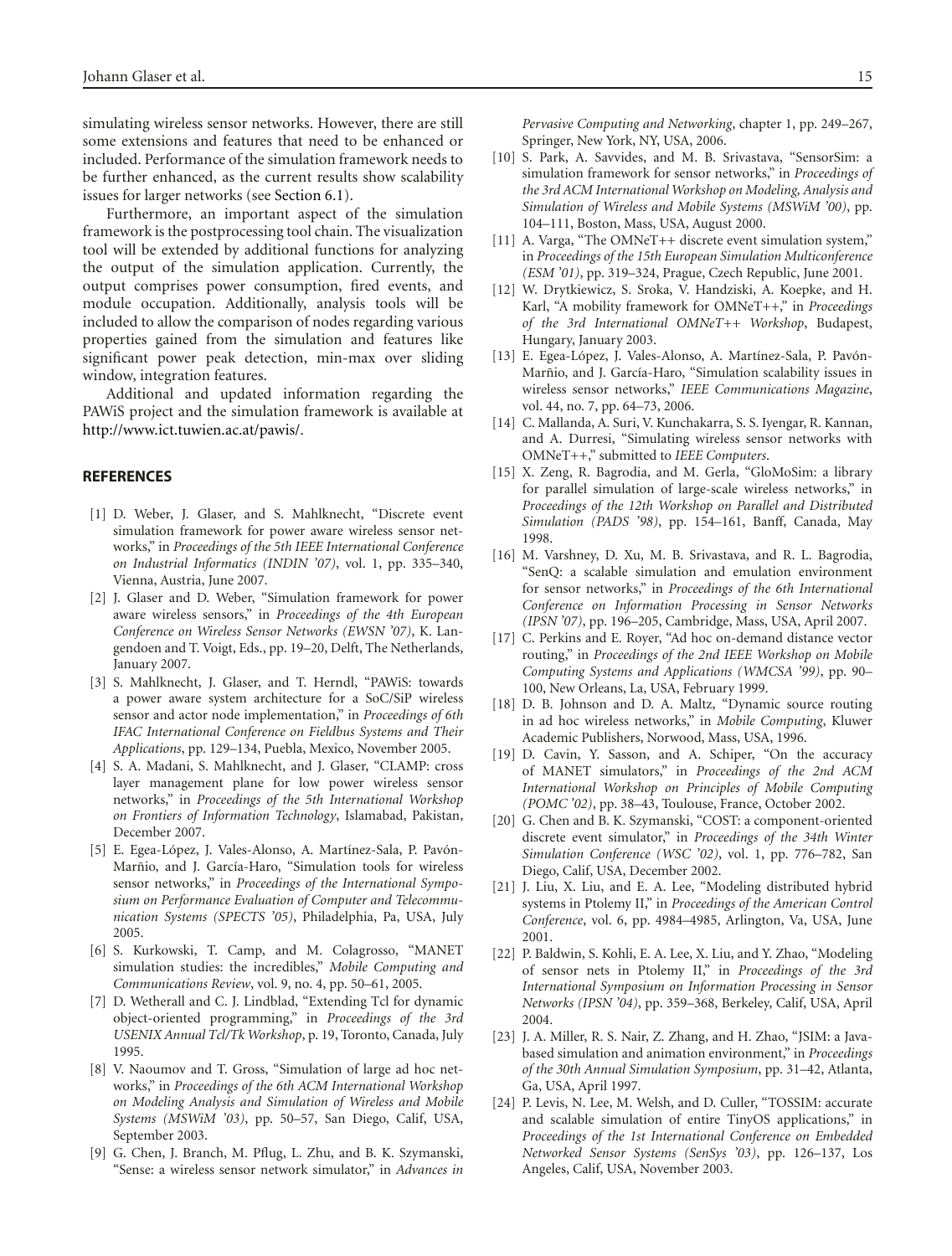simulating wireless sensor networks. However, there are still some extensions and features that need to be enhanced or included. Performance of the simulation framework needs to be further enhanced, as the current results show scalability issues for larger networks (see Section 6.1).

Furthermore, an important aspect of the simulation framework is the postprocessing tool chain. The visualization tool will be extended by additional functions for analyzing the output of the simulation application. Currently, the output comprises power consumption, fired events, and module occupation. Additionally, analysis tools will be included to allow the comparison of nodes regarding various properties gained from the simulation and features like significant power peak detection, min-max over sliding window, integration features.

Additional and updated information regarding the PAWiS project and the simulation framework is available at http://www.ict.tuwien.ac.at/pawis/.

## REFERENCES

[1] D. Weber, J. Glaser, and S. Mahlknecht, "Discrete event simulation framework for power aware wireless sensor networks," in *Proceedings of the 5th IEEE International Conference on Industrial Informatics (INDIN '07)*, vol. 1, pp. 335–340, Vienna, Austria, June 2007.

[2] J. Glaser and D. Weber, "Simulation framework for power aware wireless sensors," in *Proceedings of the 4th European Conference on Wireless Sensor Networks (EWSN '07)*, K. Langendoen and T. Voigt, Eds., pp. 19–20, Delft, The Netherlands, January 2007.

[3] S. Mahlknecht, J. Glaser, and T. Herndl, "PAWiS: towards a power aware system architecture for a SoC/SiP wireless sensor and actor node implementation," in *Proceedings of 6th IFAC International Conference on Fieldbus Systems and Their Applications*, pp. 129–134, Puebla, Mexico, November 2005.

[4] S. A. Madani, S. Mahlknecht, and J. Glaser, "CLAMP: cross layer management plane for low power wireless sensor networks," in *Proceedings of the 5th International Workshop on Frontiers of Information Technology*, Islamabad, Pakistan, December 2007.

[5] E. Egea-López, J. Vales-Alonso, A. Martínez-Sala, P. Pavón-Marñio, and J. García-Haro, "Simulation tools for wireless sensor networks," in *Proceedings of the International Symposium on Performance Evaluation of Computer and Telecommunication Systems (SPECTS '05)*, Philadelphia, Pa, USA, July 2005.

[6] S. Kurkowski, T. Camp, and M. Colagrosso, "MANET simulation studies: the incredibles," *Mobile Computing and Communications Review*, vol. 9, no. 4, pp. 50–61, 2005.

[7] D. Wetherall and C. J. Lindblad, "Extending Tcl for dynamic object-oriented programming," in *Proceedings of the 3rd USENIX Annual Tcl/Tk Workshop*, p. 19, Toronto, Canada, July 1995.

[8] V. Naoumov and T. Gross, "Simulation of large ad hoc networks," in *Proceedings of the 6th ACM International Workshop on Modeling Analysis and Simulation of Wireless and Mobile Systems (MSWiM '03)*, pp. 50–57, San Diego, Calif, USA, September 2003.

[9] G. Chen, J. Branch, M. Pflug, L. Zhu, and B. K. Szymanski, "Sense: a wireless sensor network simulator," in *Advances in Pervasive Computing and Networking*, chapter 1, pp. 249–267, Springer, New York, NY, USA, 2006.

[10] S. Park, A. Savvides, and M. B. Srivastava, "SensorSim: a simulation framework for sensor networks," in *Proceedings of the 3rd ACM International Workshop on Modeling, Analysis and Simulation of Wireless and Mobile Systems (MSWiM '00)*, pp. 104–111, Boston, Mass, USA, August 2000.

[11] A. Varga, "The OMNeT++ discrete event simulation system," in *Proceedings of the 15th European Simulation Multiconference (ESM '01)*, pp. 319–324, Prague, Czech Republic, June 2001.

[12] W. Drytkiewicz, S. Sroka, V. Handziski, A. Koepke, and H. Karl, "A mobility framework for OMNeT++," in *Proceedings of the 3rd International OMNeT++ Workshop*, Budapest, Hungary, January 2003.

[13] E. Egea-López, J. Vales-Alonso, A. Martínez-Sala, P. Pavón-Marñio, and J. García-Haro, "Simulation scalability issues in wireless sensor networks," *IEEE Communications Magazine*, vol. 44, no. 7, pp. 64–73, 2006.

[14] C. Mallanda, A. Suri, V. Kunchakarra, S. S. Iyengar, R. Kannan, and A. Durresi, "Simulating wireless sensor networks with OMNeT++," submitted to *IEEE Computers*.

[15] X. Zeng, R. Bagrodia, and M. Gerla, "GloMoSim: a library for parallel simulation of large-scale wireless networks," in *Proceedings of the 12th Workshop on Parallel and Distributed Simulation (PADS '98)*, pp. 154–161, Banff, Canada, May 1998.

[16] M. Varshney, D. Xu, M. B. Srivastava, and R. L. Bagrodia, "SenQ: a scalable simulation and emulation environment for sensor networks," in *Proceedings of the 6th International Conference on Information Processing in Sensor Networks (IPSN '07)*, pp. 196–205, Cambridge, Mass, USA, April 2007.

[17] C. Perkins and E. Royer, "Ad hoc on-demand distance vector routing," in *Proceedings of the 2nd IEEE Workshop on Mobile Computing Systems and Applications (WMCSA '99)*, pp. 90–100, New Orleans, La, USA, February 1999.

[18] D. B. Johnson and D. A. Maltz, "Dynamic source routing in ad hoc wireless networks," in *Mobile Computing*, Kluwer Academic Publishers, Norwood, Mass, USA, 1996.

[19] D. Cavin, Y. Sasson, and A. Schiper, "On the accuracy of MANET simulators," in *Proceedings of the 2nd ACM International Workshop on Principles of Mobile Computing (POMC '02)*, pp. 38–43, Toulouse, France, October 2002.

[20] G. Chen and B. K. Szymanski, "COST: a component-oriented discrete event simulator," in *Proceedings of the 34th Winter Simulation Conference (WSC '02)*, vol. 1, pp. 776–782, San Diego, Calif, USA, December 2002.

[21] J. Liu, X. Liu, and E. A. Lee, "Modeling distributed hybrid systems in Ptolemy II," in *Proceedings of the American Control Conference*, vol. 6, pp. 4984–4985, Arlington, Va, USA, June 2001.

[22] P. Baldwin, S. Kohli, E. A. Lee, X. Liu, and Y. Zhao, "Modeling of sensor nets in Ptolemy II," in *Proceedings of the 3rd International Symposium on Information Processing in Sensor Networks (IPSN '04)*, pp. 359–368, Berkeley, Calif, USA, April 2004.

[23] J. A. Miller, R. S. Nair, Z. Zhang, and H. Zhao, "JSIM: a Java-based simulation and animation environment," in *Proceedings of the 30th Annual Simulation Symposium*, pp. 31–42, Atlanta, Ga, USA, April 1997.

[24] P. Levis, N. Lee, M. Welsh, and D. Culler, "TOSSIM: accurate and scalable simulation of entire TinyOS applications," in *Proceedings of the 1st International Conference on Embedded Networked Sensor Systems (SenSys '03)*, pp. 126–137, Los Angeles, Calif, USA, November 2003.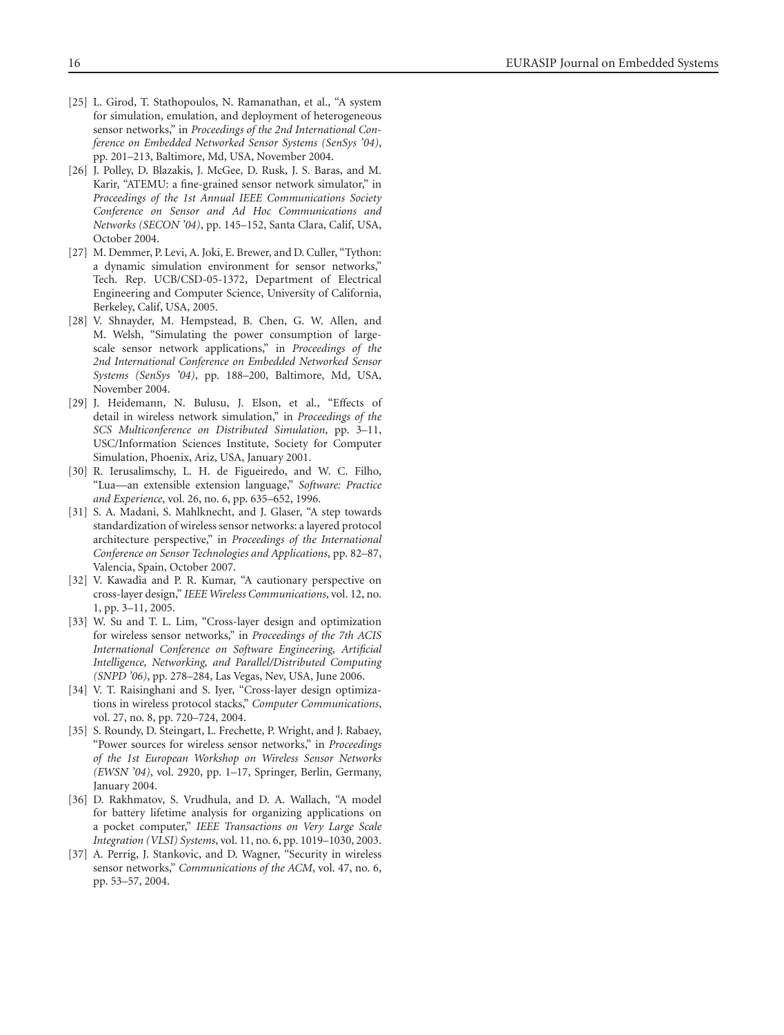[25] L. Girod, T. Stathopoulos, N. Ramanathan, et al., "A system for simulation, emulation, and deployment of heterogeneous sensor networks," in *Proceedings of the 2nd International Conference on Embedded Networked Sensor Systems (SenSys '04)*, pp. 201–213, Baltimore, Md, USA, November 2004.

[26] J. Polley, D. Blazakis, J. McGee, D. Rusk, J. S. Baras, and M. Karir, "ATEMU: a fine-grained sensor network simulator," in *Proceedings of the 1st Annual IEEE Communications Society Conference on Sensor and Ad Hoc Communications and Networks (SECON '04)*, pp. 145–152, Santa Clara, Calif, USA, October 2004.

[27] M. Demmer, P. Levi, A. Joki, E. Brewer, and D. Culler, "Tython: a dynamic simulation environment for sensor networks," Tech. Rep. UCB/CSD-05-1372, Department of Electrical Engineering and Computer Science, University of California, Berkeley, Calif, USA, 2005.

[28] V. Shnayder, M. Hempstead, B. Chen, G. W. Allen, and M. Welsh, "Simulating the power consumption of large-scale sensor network applications," in *Proceedings of the 2nd International Conference on Embedded Networked Sensor Systems (SenSys '04)*, pp. 188–200, Baltimore, Md, USA, November 2004.

[29] J. Heidemann, N. Bulusu, J. Elson, et al., "Effects of detail in wireless network simulation," in *Proceedings of the SCS Multiconference on Distributed Simulation*, pp. 3–11, USC/Information Sciences Institute, Society for Computer Simulation, Phoenix, Ariz, USA, January 2001.

[30] R. Ierusalimschy, L. H. de Figueiredo, and W. C. Filho, "Lua—an extensible extension language," *Software: Practice and Experience*, vol. 26, no. 6, pp. 635–652, 1996.

[31] S. A. Madani, S. Mahlknecht, and J. Glaser, "A step towards standardization of wireless sensor networks: a layered protocol architecture perspective," in *Proceedings of the International Conference on Sensor Technologies and Applications*, pp. 82–87, Valencia, Spain, October 2007.

[32] V. Kawadia and P. R. Kumar, "A cautionary perspective on cross-layer design," *IEEE Wireless Communications*, vol. 12, no. 1, pp. 3–11, 2005.

[33] W. Su and T. L. Lim, "Cross-layer design and optimization for wireless sensor networks," in *Proceedings of the 7th ACIS International Conference on Software Engineering, Artificial Intelligence, Networking, and Parallel/Distributed Computing (SNPD '06)*, pp. 278–284, Las Vegas, Nev, USA, June 2006.

[34] V. T. Raisinghani and S. Iyer, "Cross-layer design optimizations in wireless protocol stacks," *Computer Communications*, vol. 27, no. 8, pp. 720–724, 2004.

[35] S. Roundy, D. Steingart, L. Frechette, P. Wright, and J. Rabaey, "Power sources for wireless sensor networks," in *Proceedings of the 1st European Workshop on Wireless Sensor Networks (EWSN '04)*, vol. 2920, pp. 1–17, Springer, Berlin, Germany, January 2004.

[36] D. Rakhmatov, S. Vrudhula, and D. A. Wallach, "A model for battery lifetime analysis for organizing applications on a pocket computer," *IEEE Transactions on Very Large Scale Integration (VLSI) Systems*, vol. 11, no. 6, pp. 1019–1030, 2003.

[37] A. Perrig, J. Stankovic, and D. Wagner, "Security in wireless sensor networks," *Communications of the ACM*, vol. 47, no. 6, pp. 53–57, 2004.